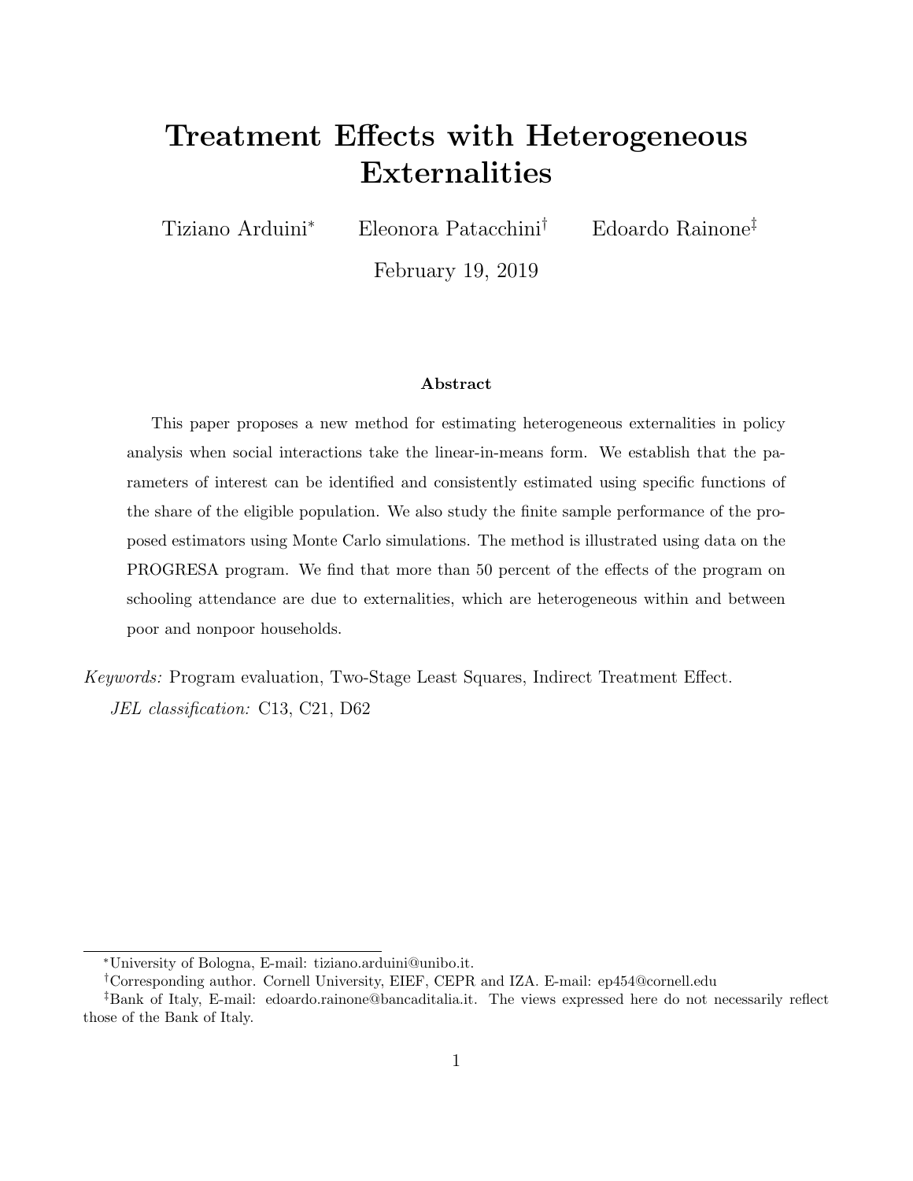# Treatment Effects with Heterogeneous Externalities

Tiziano Arduini[*] Eleonora Patacchini[†] Edoardo Rainone[‡]

February 19, 2019

### Abstract

This paper proposes a new method for estimating heterogeneous externalities in policy analysis when social interactions take the linear-in-means form. We establish that the parameters of interest can be identified and consistently estimated using specific functions of the share of the eligible population. We also study the finite sample performance of the proposed estimators using Monte Carlo simulations. The method is illustrated using data on the PROGRESA program. We find that more than 50 percent of the effects of the program on schooling attendance are due to externalities, which are heterogeneous within and between poor and nonpoor households.

*Keywords:* Program evaluation, Two-Stage Least Squares, Indirect Treatment Effect.

*JEL classification:* C13, C21, D62

---

[*] University of Bologna, E-mail: tiziano.arduini@unibo.it.

[†] Corresponding author. Cornell University, EIEF, CEPR and IZA. E-mail: ep454@cornell.edu

[‡] Bank of Italy, E-mail: edoardo.rainone@bancaditalia.it. The views expressed here do not necessarily reflect those of the Bank of Italy.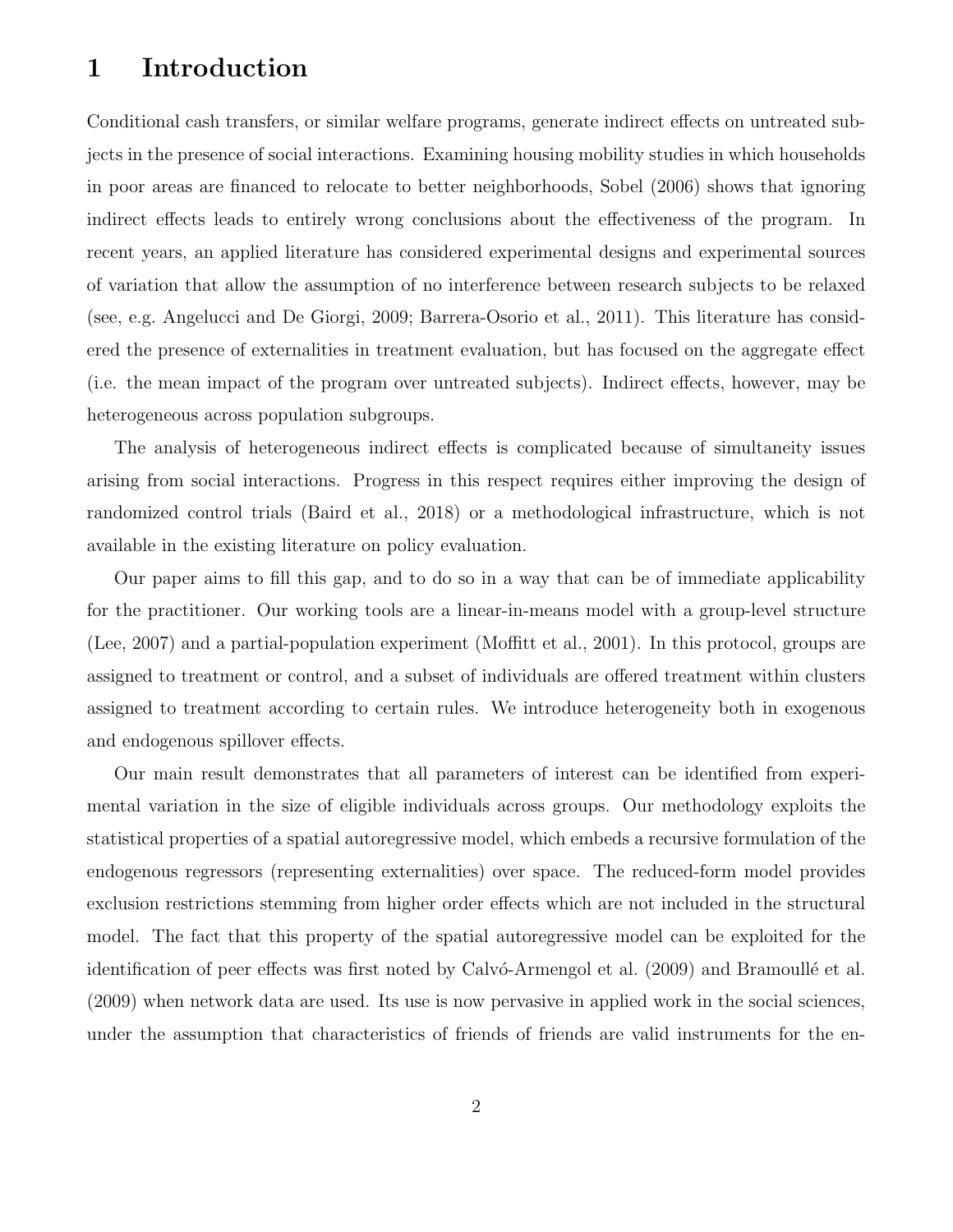# 1 Introduction

Conditional cash transfers, or similar welfare programs, generate indirect effects on untreated subjects in the presence of social interactions. Examining housing mobility studies in which households in poor areas are financed to relocate to better neighborhoods, Sobel (2006) shows that ignoring indirect effects leads to entirely wrong conclusions about the effectiveness of the program. In recent years, an applied literature has considered experimental designs and experimental sources of variation that allow the assumption of no interference between research subjects to be relaxed (see, e.g. Angelucci and De Giorgi, 2009; Barrera-Osorio et al., 2011). This literature has considered the presence of externalities in treatment evaluation, but has focused on the aggregate effect (i.e. the mean impact of the program over untreated subjects). Indirect effects, however, may be heterogeneous across population subgroups.

The analysis of heterogeneous indirect effects is complicated because of simultaneity issues arising from social interactions. Progress in this respect requires either improving the design of randomized control trials (Baird et al., 2018) or a methodological infrastructure, which is not available in the existing literature on policy evaluation.

Our paper aims to fill this gap, and to do so in a way that can be of immediate applicability for the practitioner. Our working tools are a linear-in-means model with a group-level structure (Lee, 2007) and a partial-population experiment (Moffitt et al., 2001). In this protocol, groups are assigned to treatment or control, and a subset of individuals are offered treatment within clusters assigned to treatment according to certain rules. We introduce heterogeneity both in exogenous and endogenous spillover effects.

Our main result demonstrates that all parameters of interest can be identified from experimental variation in the size of eligible individuals across groups. Our methodology exploits the statistical properties of a spatial autoregressive model, which embeds a recursive formulation of the endogenous regressors (representing externalities) over space. The reduced-form model provides exclusion restrictions stemming from higher order effects which are not included in the structural model. The fact that this property of the spatial autoregressive model can be exploited for the identification of peer effects was first noted by Calvó-Armengol et al. (2009) and Bramoullé et al. (2009) when network data are used. Its use is now pervasive in applied work in the social sciences, under the assumption that characteristics of friends of friends are valid instruments for the en-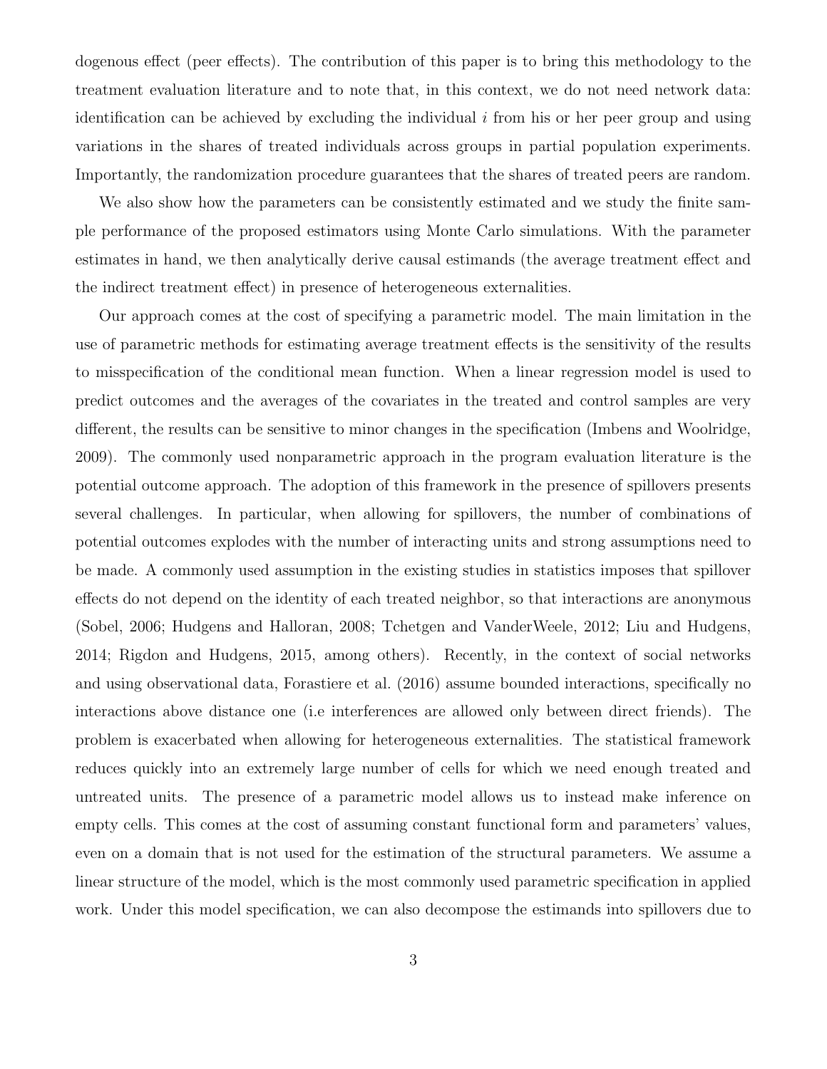dogenous effect (peer effects). The contribution of this paper is to bring this methodology to the treatment evaluation literature and to note that, in this context, we do not need network data: identification can be achieved by excluding the individual $i$ from his or her peer group and using variations in the shares of treated individuals across groups in partial population experiments. Importantly, the randomization procedure guarantees that the shares of treated peers are random.

We also show how the parameters can be consistently estimated and we study the finite sample performance of the proposed estimators using Monte Carlo simulations. With the parameter estimates in hand, we then analytically derive causal estimands (the average treatment effect and the indirect treatment effect) in presence of heterogeneous externalities.

Our approach comes at the cost of specifying a parametric model. The main limitation in the use of parametric methods for estimating average treatment effects is the sensitivity of the results to misspecification of the conditional mean function. When a linear regression model is used to predict outcomes and the averages of the covariates in the treated and control samples are very different, the results can be sensitive to minor changes in the specification (Imbens and Woolridge, 2009). The commonly used nonparametric approach in the program evaluation literature is the potential outcome approach. The adoption of this framework in the presence of spillovers presents several challenges. In particular, when allowing for spillovers, the number of combinations of potential outcomes explodes with the number of interacting units and strong assumptions need to be made. A commonly used assumption in the existing studies in statistics imposes that spillover effects do not depend on the identity of each treated neighbor, so that interactions are anonymous (Sobel, 2006; Hudgens and Halloran, 2008; Tchetgen and VanderWeele, 2012; Liu and Hudgens, 2014; Rigdon and Hudgens, 2015, among others). Recently, in the context of social networks and using observational data, Forastiere et al. (2016) assume bounded interactions, specifically no interactions above distance one (i.e interferences are allowed only between direct friends). The problem is exacerbated when allowing for heterogeneous externalities. The statistical framework reduces quickly into an extremely large number of cells for which we need enough treated and untreated units. The presence of a parametric model allows us to instead make inference on empty cells. This comes at the cost of assuming constant functional form and parameters' values, even on a domain that is not used for the estimation of the structural parameters. We assume a linear structure of the model, which is the most commonly used parametric specification in applied work. Under this model specification, we can also decompose the estimands into spillovers due to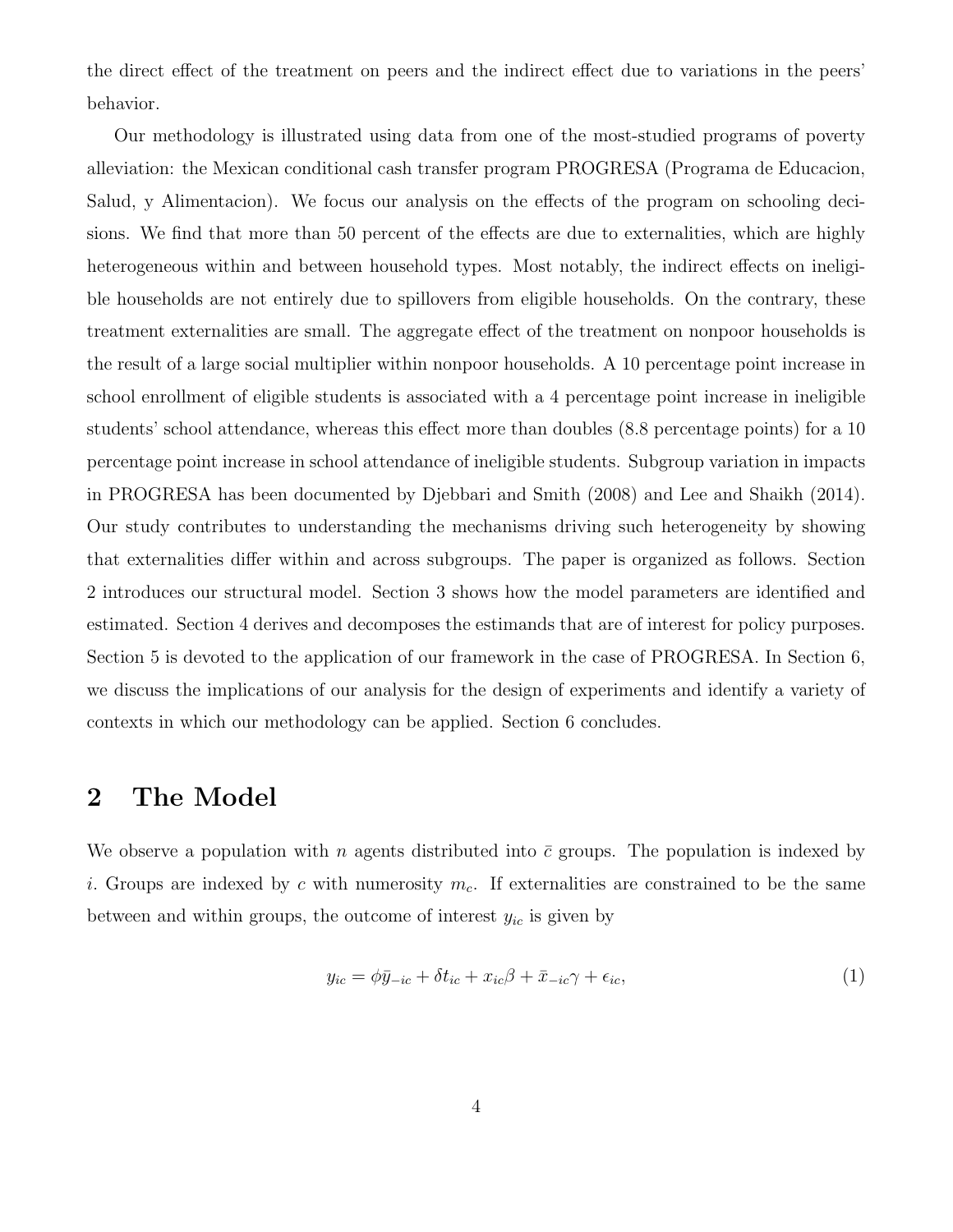the direct effect of the treatment on peers and the indirect effect due to variations in the peers' behavior.

Our methodology is illustrated using data from one of the most-studied programs of poverty alleviation: the Mexican conditional cash transfer program PROGRESA (Programa de Educacion, Salud, y Alimentacion). We focus our analysis on the effects of the program on schooling decisions. We find that more than 50 percent of the effects are due to externalities, which are highly heterogeneous within and between household types. Most notably, the indirect effects on ineligible households are not entirely due to spillovers from eligible households. On the contrary, these treatment externalities are small. The aggregate effect of the treatment on nonpoor households is the result of a large social multiplier within nonpoor households. A 10 percentage point increase in school enrollment of eligible students is associated with a 4 percentage point increase in ineligible students' school attendance, whereas this effect more than doubles (8.8 percentage points) for a 10 percentage point increase in school attendance of ineligible students. Subgroup variation in impacts in PROGRESA has been documented by Djebbari and Smith (2008) and Lee and Shaikh (2014). Our study contributes to understanding the mechanisms driving such heterogeneity by showing that externalities differ within and across subgroups. The paper is organized as follows. Section 2 introduces our structural model. Section 3 shows how the model parameters are identified and estimated. Section 4 derives and decomposes the estimands that are of interest for policy purposes. Section 5 is devoted to the application of our framework in the case of PROGRESA. In Section 6, we discuss the implications of our analysis for the design of experiments and identify a variety of contexts in which our methodology can be applied. Section 6 concludes.

## 2 The Model

We observe a population with $n$ agents distributed into $\bar{c}$ groups. The population is indexed by $i$. Groups are indexed by $c$ with numerosity $m_c$. If externalities are constrained to be the same between and within groups, the outcome of interest $y_{ic}$ is given by

$$y_{ic} = \phi \bar{y}_{-ic} + \delta t_{ic} + x_{ic}\beta + \bar{x}_{-ic}\gamma + \epsilon_{ic}, \tag{1}$$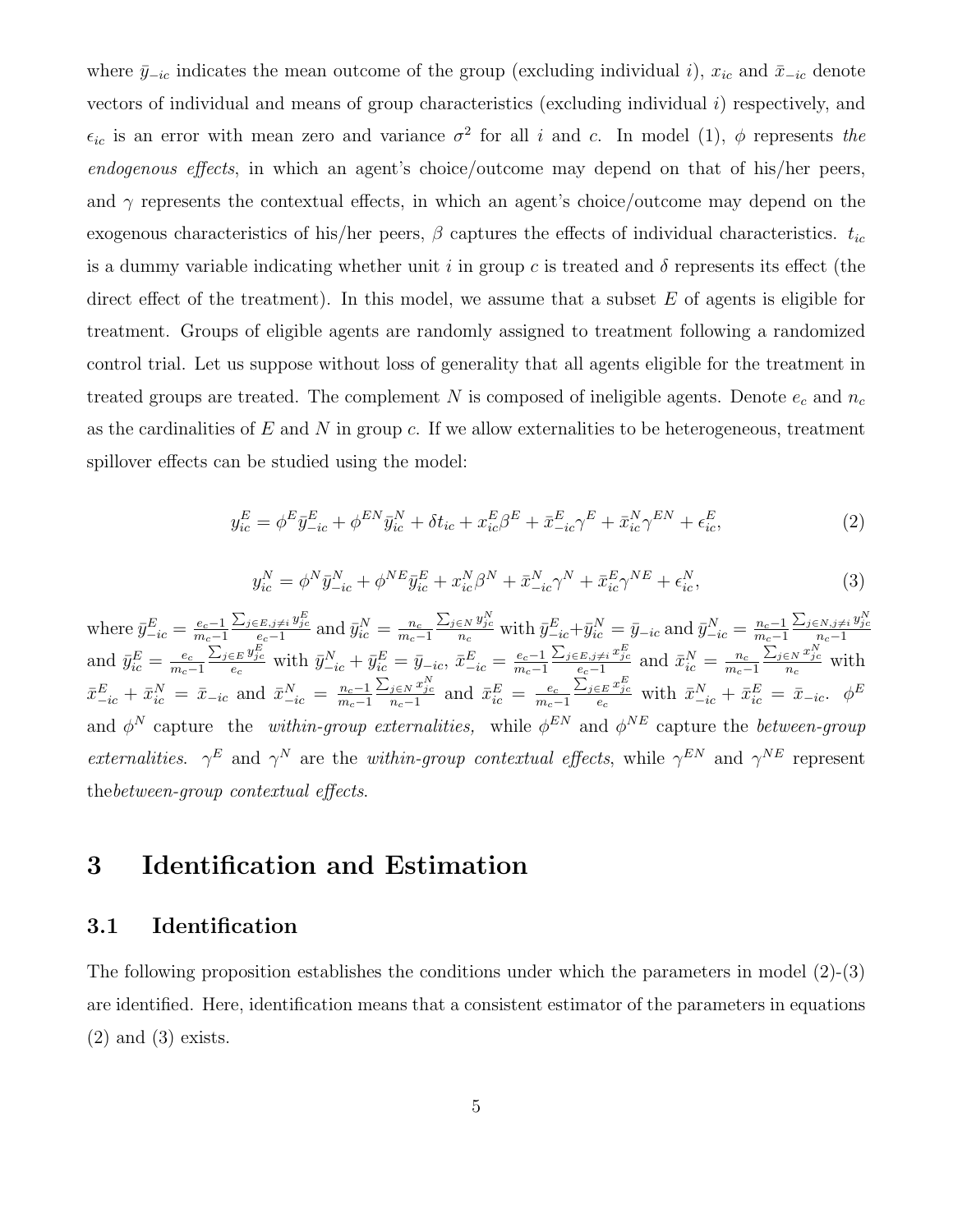where $\bar{y}_{-ic}$ indicates the mean outcome of the group (excluding individual $i$), $x_{ic}$ and $\bar{x}_{-ic}$ denote vectors of individual and means of group characteristics (excluding individual $i$) respectively, and $\epsilon_{ic}$ is an error with mean zero and variance $\sigma^2$ for all $i$ and $c$. In model (1), $\phi$ represents *the endogenous effects*, in which an agent's choice/outcome may depend on that of his/her peers, and $\gamma$ represents the contextual effects, in which an agent's choice/outcome may depend on the exogenous characteristics of his/her peers, $\beta$ captures the effects of individual characteristics. $t_{ic}$ is a dummy variable indicating whether unit $i$ in group $c$ is treated and $\delta$ represents its effect (the direct effect of the treatment). In this model, we assume that a subset $E$ of agents is eligible for treatment. Groups of eligible agents are randomly assigned to treatment following a randomized control trial. Let us suppose without loss of generality that all agents eligible for the treatment in treated groups are treated. The complement $N$ is composed of ineligible agents. Denote $e_c$ and $n_c$ as the cardinalities of $E$ and $N$ in group $c$. If we allow externalities to be heterogeneous, treatment spillover effects can be studied using the model:

$$y_{ic}^E = \phi^E \bar{y}_{-ic}^E + \phi^{EN} \bar{y}_{ic}^N + \delta t_{ic} + x_{ic}^E \beta^E + \bar{x}_{-ic}^E \gamma^E + \bar{x}_{ic}^N \gamma^{EN} + \epsilon_{ic}^E, \tag{2}$$

$$y_{ic}^N = \phi^N \bar{y}_{-ic}^N + \phi^{NE} \bar{y}_{ic}^E + x_{ic}^N \beta^N + \bar{x}_{-ic}^N \gamma^N + \bar{x}_{ic}^E \gamma^{NE} + \epsilon_{ic}^N, \tag{3}$$

where $\bar{y}_{-ic}^E = \frac{e_c-1}{m_c-1} \frac{\sum_{j\in E, j\neq i} y_{jc}^E}{e_c-1}$ and $\bar{y}_{ic}^N = \frac{n_c}{m_c-1} \frac{\sum_{j\in N} y_{jc}^N}{n_c}$ with $\bar{y}_{-ic}^E + \bar{y}_{ic}^N = \bar{y}_{-ic}$ and $\bar{y}_{-ic}^N = \frac{n_c-1}{m_c-1} \frac{\sum_{j\in N, j\neq i} y_{jc}^N}{n_c-1}$ and $\bar{y}_{ic}^E = \frac{e_c}{m_c-1} \frac{\sum_{j\in E} y_{jc}^E}{e_c}$ with $\bar{y}_{-ic}^N + \bar{y}_{ic}^E = \bar{y}_{-ic}$, $\bar{x}_{-ic}^E = \frac{e_c-1}{m_c-1} \frac{\sum_{j\in E, j\neq i} x_{jc}^E}{e_c-1}$ and $\bar{x}_{ic}^N = \frac{n_c}{m_c-1} \frac{\sum_{j\in N} x_{jc}^N}{n_c}$ with $\bar{x}_{-ic}^E + \bar{x}_{ic}^N = \bar{x}_{-ic}$ and $\bar{x}_{-ic}^N = \frac{n_c-1}{m_c-1} \frac{\sum_{j\in N} x_{jc}^N}{n_c-1}$ and $\bar{x}_{ic}^E = \frac{e_c}{m_c-1} \frac{\sum_{j\in E} x_{jc}^E}{e_c}$ with $\bar{x}_{-ic}^N + \bar{x}_{ic}^E = \bar{x}_{-ic}$. $\phi^E$ and $\phi^N$ capture the *within-group externalities,* while $\phi^{EN}$ and $\phi^{NE}$ capture the *between-group externalities*. $\gamma^E$ and $\gamma^N$ are the *within-group contextual effects*, while $\gamma^{EN}$ and $\gamma^{NE}$ represent the*between-group contextual effects*.

# 3 Identification and Estimation

## 3.1 Identification

The following proposition establishes the conditions under which the parameters in model (2)-(3) are identified. Here, identification means that a consistent estimator of the parameters in equations (2) and (3) exists.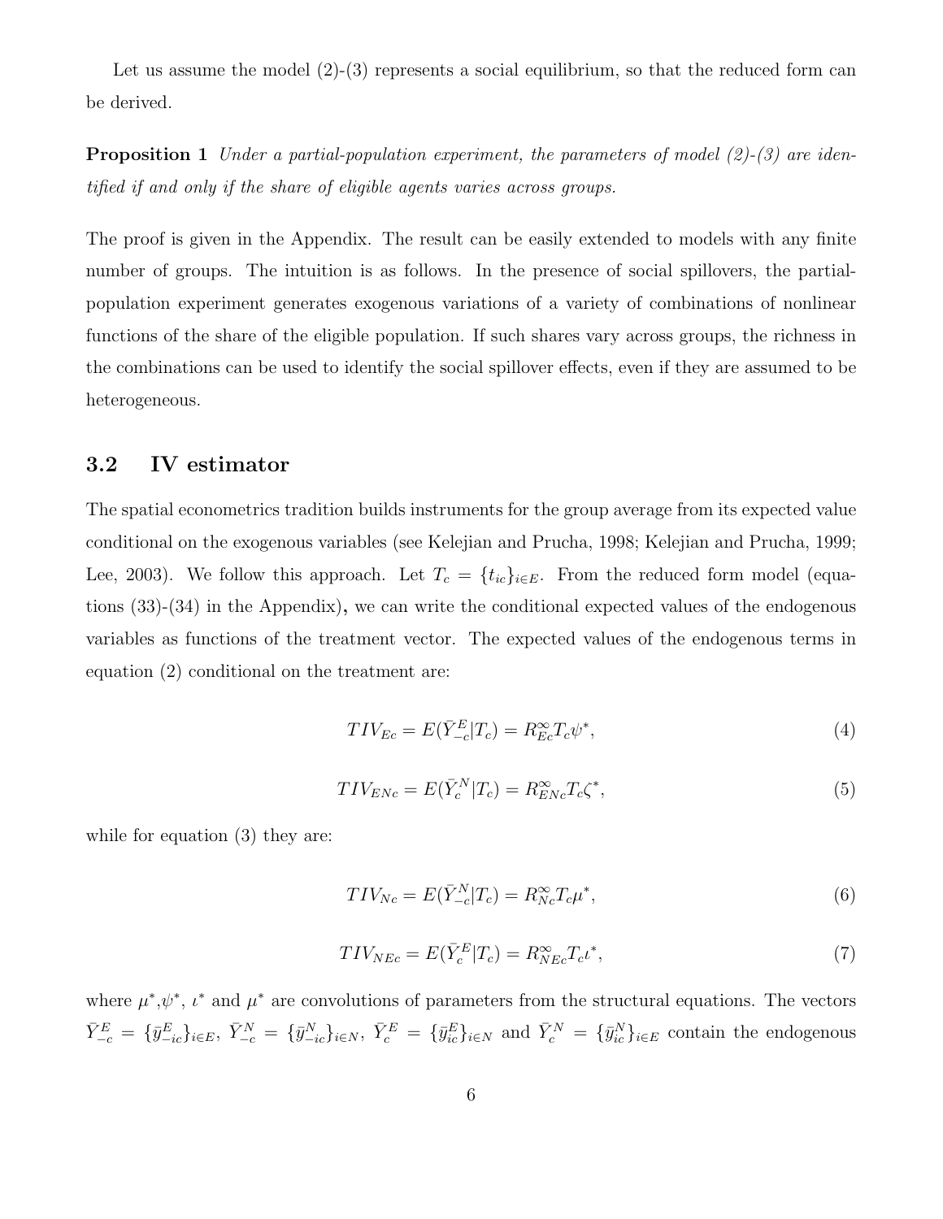Let us assume the model (2)-(3) represents a social equilibrium, so that the reduced form can be derived.

**Proposition 1** *Under a partial-population experiment, the parameters of model (2)-(3) are identified if and only if the share of eligible agents varies across groups.*

The proof is given in the Appendix. The result can be easily extended to models with any finite number of groups. The intuition is as follows. In the presence of social spillovers, the partial-population experiment generates exogenous variations of a variety of combinations of nonlinear functions of the share of the eligible population. If such shares vary across groups, the richness in the combinations can be used to identify the social spillover effects, even if they are assumed to be heterogeneous.

### 3.2 IV estimator

The spatial econometrics tradition builds instruments for the group average from its expected value conditional on the exogenous variables (see Kelejian and Prucha, 1998; Kelejian and Prucha, 1999; Lee, 2003). We follow this approach. Let $T_c = \{t_{ic}\}_{i \in E}$. From the reduced form model (equations (33)-(34) in the Appendix), we can write the conditional expected values of the endogenous variables as functions of the treatment vector. The expected values of the endogenous terms in equation (2) conditional on the treatment are:

$$TIV_{Ec} = E(\bar{Y}_{-c}^{E}|T_c) = R_{Ec}^{\infty} T_c \psi^*, \tag{4}$$

$$TIV_{ENc} = E(\bar{Y}_{c}^{N}|T_c) = R_{ENc}^{\infty} T_c \zeta^*, \tag{5}$$

while for equation (3) they are:

$$TIV_{Nc} = E(\bar{Y}_{-c}^{N}|T_c) = R_{Nc}^{\infty} T_c \mu^*, \tag{6}$$

$$TIV_{NEc} = E(\bar{Y}_{c}^{E}|T_c) = R_{NEc}^{\infty} T_c \iota^*, \tag{7}$$

where $\mu^*$,$\psi^*$, $\iota^*$ and $\mu^*$ are convolutions of parameters from the structural equations. The vectors $\bar{Y}_{-c}^{E} = \{\bar{y}_{-ic}^{E}\}_{i \in E}$, $\bar{Y}_{-c}^{N} = \{\bar{y}_{-ic}^{N}\}_{i \in N}$, $\bar{Y}_{c}^{E} = \{\bar{y}_{ic}^{E}\}_{i \in N}$ and $\bar{Y}_{c}^{N} = \{\bar{y}_{ic}^{N}\}_{i \in E}$ contain the endogenous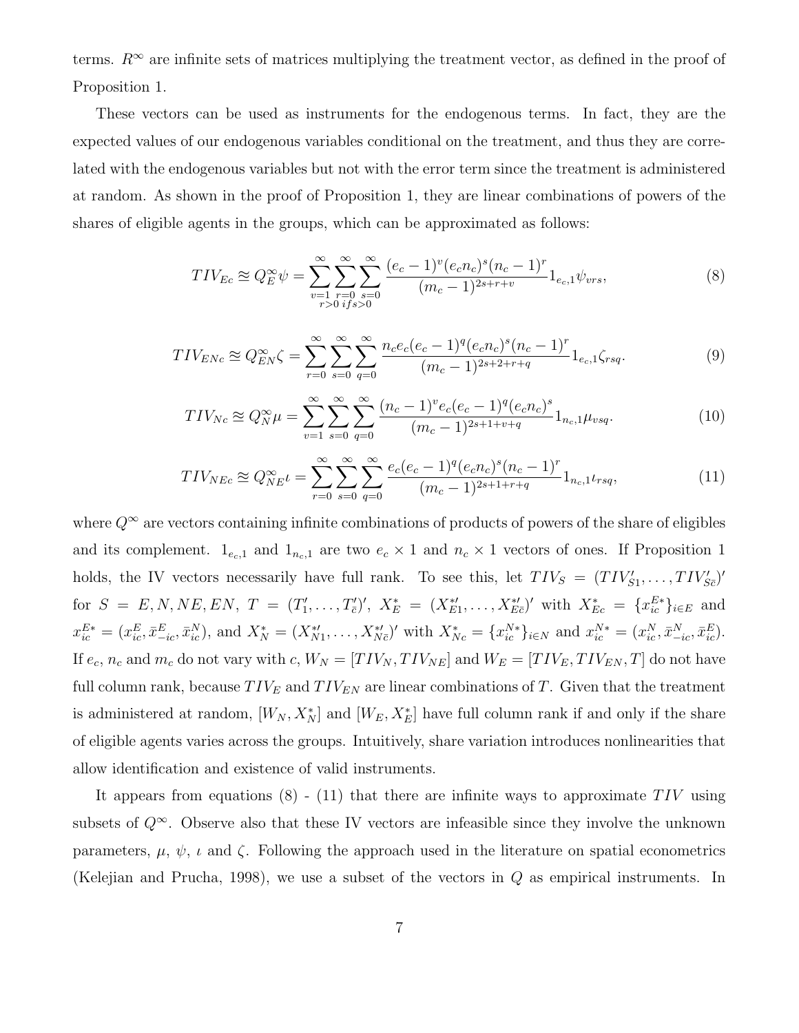terms. $R^\infty$ are infinite sets of matrices multiplying the treatment vector, as defined in the proof of Proposition 1.

These vectors can be used as instruments for the endogenous terms. In fact, they are the expected values of our endogenous variables conditional on the treatment, and thus they are correlated with the endogenous variables but not with the error term since the treatment is administered at random. As shown in the proof of Proposition 1, they are linear combinations of powers of the shares of eligible agents in the groups, which can be approximated as follows:

$$TIV_{Ec} \approxeq Q_E^\infty \psi = \sum_{\substack{v=1 \\ r>0}}^{\infty} \sum_{\substack{r=0 \\ if s>0}}^{\infty} \sum_{s=0}^{\infty} \frac{(e_c-1)^v (e_c n_c)^s (n_c-1)^r}{(m_c-1)^{2s+r+v}} 1_{e_c,1} \psi_{vrs}, \tag{8}$$

$$TIV_{ENc} \approxeq Q_{EN}^\infty \zeta = \sum_{r=0}^{\infty} \sum_{s=0}^{\infty} \sum_{q=0}^{\infty} \frac{n_c e_c (e_c-1)^q (e_c n_c)^s (n_c-1)^r}{(m_c-1)^{2s+2+r+q}} 1_{e_c,1} \zeta_{rsq}. \tag{9}$$

$$TIV_{Nc} \approxeq Q_N^\infty \mu = \sum_{v=1}^{\infty} \sum_{s=0}^{\infty} \sum_{q=0}^{\infty} \frac{(n_c-1)^v e_c (e_c-1)^q (e_c n_c)^s}{(m_c-1)^{2s+1+v+q}} 1_{n_c,1} \mu_{vsq}. \tag{10}$$

$$TIV_{NEc} \approxeq Q_{NE}^\infty \iota = \sum_{r=0}^{\infty} \sum_{s=0}^{\infty} \sum_{q=0}^{\infty} \frac{e_c (e_c-1)^q (e_c n_c)^s (n_c-1)^r}{(m_c-1)^{2s+1+r+q}} 1_{n_c,1} \iota_{rsq}, \tag{11}$$

where $Q^\infty$ are vectors containing infinite combinations of products of powers of the share of eligibles and its complement. $1_{e_c,1}$ and $1_{n_c,1}$ are two $e_c \times 1$ and $n_c \times 1$ vectors of ones. If Proposition 1 holds, the IV vectors necessarily have full rank. To see this, let $TIV_S = (TIV'_{S1}, \ldots, TIV'_{S\bar{c}})'$ for $S = E, N, NE, EN$, $T = (T'_1, \ldots, T'_{\bar{c}})'$, $X_E^* = (X_{E1}^{*\prime}, \ldots, X_{E\bar{c}}^{*\prime})'$ with $X_{Ec}^* = \{x_{ic}^{E*}\}_{i \in E}$ and $x_{ic}^{E*} = (x_{ic}^E, \bar{x}_{-ic}^E, \bar{x}_{ic}^N)$, and $X_N^* = (X_{N1}^{*\prime}, \ldots, X_{N\bar{c}}^{*\prime})'$ with $X_{Nc}^* = \{x_{ic}^{N*}\}_{i \in N}$ and $x_{ic}^{N*} = (x_{ic}^N, \bar{x}_{-ic}^N, \bar{x}_{ic}^E)$. If $e_c$, $n_c$ and $m_c$ do not vary with $c$, $W_N = [TIV_N, TIV_{NE}]$ and $W_E = [TIV_E, TIV_{EN}, T]$ do not have full column rank, because $TIV_E$ and $TIV_{EN}$ are linear combinations of $T$. Given that the treatment is administered at random, $[W_N, X_N^*]$ and $[W_E, X_E^*]$ have full column rank if and only if the share of eligible agents varies across the groups. Intuitively, share variation introduces nonlinearities that allow identification and existence of valid instruments.

It appears from equations (8) - (11) that there are infinite ways to approximate $TIV$ using subsets of $Q^\infty$. Observe also that these IV vectors are infeasible since they involve the unknown parameters, $\mu$, $\psi$, $\iota$ and $\zeta$. Following the approach used in the literature on spatial econometrics (Kelejian and Prucha, 1998), we use a subset of the vectors in $Q$ as empirical instruments. In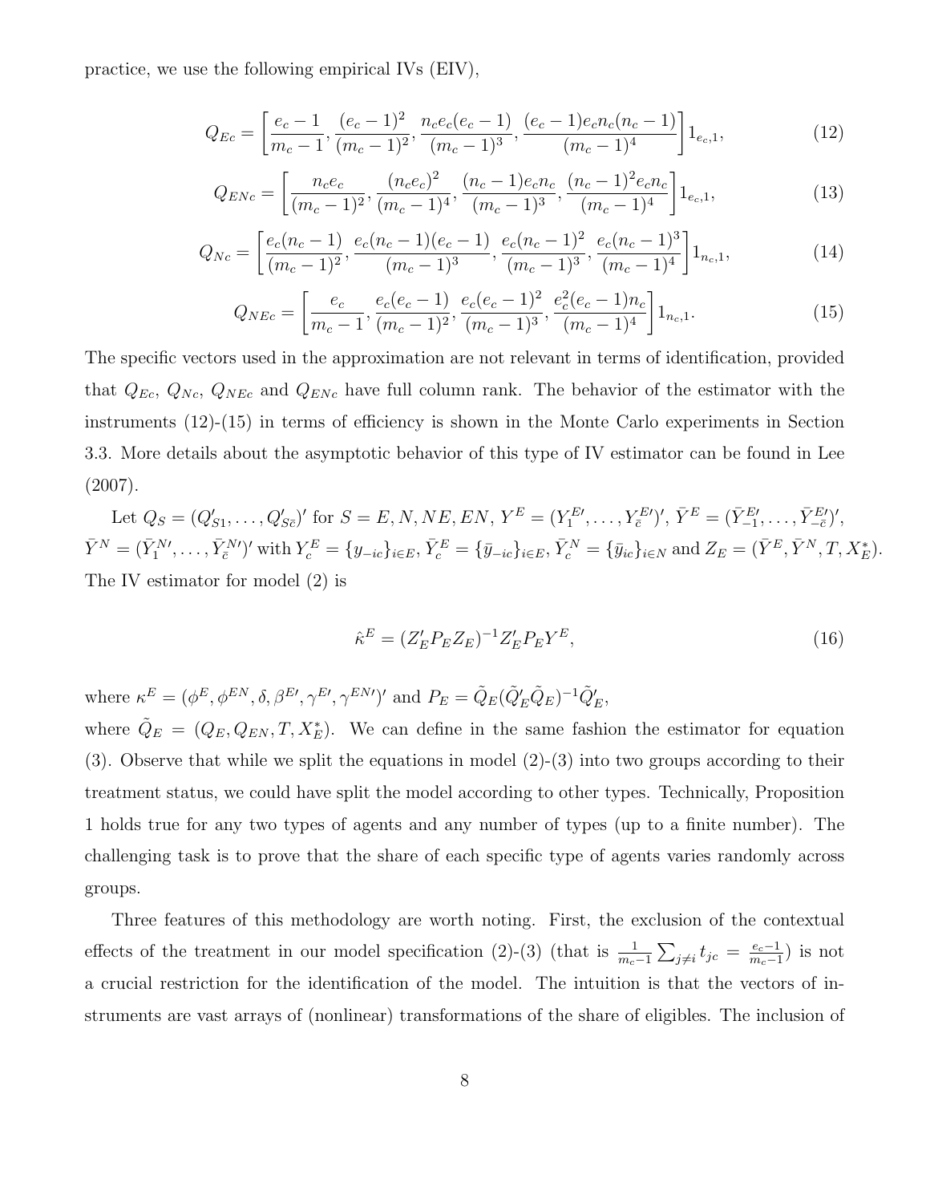practice, we use the following empirical IVs (EIV),

$$Q_{Ec} = \left[\frac{e_c - 1}{m_c - 1}, \frac{(e_c - 1)^2}{(m_c - 1)^2}, \frac{n_c e_c (e_c - 1)}{(m_c - 1)^3}, \frac{(e_c - 1) e_c n_c (n_c - 1)}{(m_c - 1)^4}\right] 1_{e_c,1}, \tag{12}$$

$$Q_{ENc} = \left[\frac{n_c e_c}{(m_c - 1)^2}, \frac{(n_c e_c)^2}{(m_c - 1)^4}, \frac{(n_c - 1) e_c n_c}{(m_c - 1)^3}, \frac{(n_c - 1)^2 e_c n_c}{(m_c - 1)^4}\right] 1_{e_c,1}, \tag{13}$$

$$Q_{Nc} = \left[\frac{e_c (n_c - 1)}{(m_c - 1)^2}, \frac{e_c (n_c - 1)(e_c - 1)}{(m_c - 1)^3}, \frac{e_c (n_c - 1)^2}{(m_c - 1)^3}, \frac{e_c (n_c - 1)^3}{(m_c - 1)^4}\right] 1_{n_c,1}, \tag{14}$$

$$Q_{NEc} = \left[\frac{e_c}{m_c - 1}, \frac{e_c (e_c - 1)}{(m_c - 1)^2}, \frac{e_c (e_c - 1)^2}{(m_c - 1)^3}, \frac{e_c^2 (e_c - 1) n_c}{(m_c - 1)^4}\right] 1_{n_c,1}. \tag{15}$$

The specific vectors used in the approximation are not relevant in terms of identification, provided that $Q_{Ec}$, $Q_{Nc}$, $Q_{NEc}$ and $Q_{ENc}$ have full column rank. The behavior of the estimator with the instruments (12)-(15) in terms of efficiency is shown in the Monte Carlo experiments in Section 3.3. More details about the asymptotic behavior of this type of IV estimator can be found in Lee (2007).

Let $Q_S = (Q'_{S1}, \ldots, Q'_{S\bar{c}})'$ for $S = E, N, NE, EN$, $Y^E = (Y_1^{E\prime}, \ldots, Y_{\bar{c}}^{E\prime})'$, $\bar{Y}^E = (\bar{Y}_{-1}^{E\prime}, \ldots, \bar{Y}_{-\bar{c}}^{E\prime})'$, $\bar{Y}^N = (\bar{Y}_1^{N\prime}, \ldots, \bar{Y}_{\bar{c}}^{N\prime})'$ with $Y_c^E = \{y_{-ic}\}_{i \in E}$, $\bar{Y}_c^E = \{\bar{y}_{-ic}\}_{i \in E}$, $\bar{Y}_c^N = \{\bar{y}_{ic}\}_{i \in N}$ and $Z_E = (\bar{Y}^E, \bar{Y}^N, T, X_E^*)$. The IV estimator for model (2) is

$$\hat{\kappa}^E = (Z'_E P_E Z_E)^{-1} Z'_E P_E Y^E, \tag{16}$$

where $\kappa^E = (\phi^E, \phi^{EN}, \delta, \beta^{E\prime}, \gamma^{E\prime}, \gamma^{EN\prime})'$ and $P_E = \tilde{Q}_E (\tilde{Q}'_E \tilde{Q}_E)^{-1} \tilde{Q}'_E$,
where $\tilde{Q}_E = (Q_E, Q_{EN}, T, X_E^*)$. We can define in the same fashion the estimator for equation (3). Observe that while we split the equations in model (2)-(3) into two groups according to their treatment status, we could have split the model according to other types. Technically, Proposition 1 holds true for any two types of agents and any number of types (up to a finite number). The challenging task is to prove that the share of each specific type of agents varies randomly across groups.

Three features of this methodology are worth noting. First, the exclusion of the contextual effects of the treatment in our model specification (2)-(3) (that is $\frac{1}{m_c - 1} \sum_{j \neq i} t_{jc} = \frac{e_c - 1}{m_c - 1}$) is not a crucial restriction for the identification of the model. The intuition is that the vectors of instruments are vast arrays of (nonlinear) transformations of the share of eligibles. The inclusion of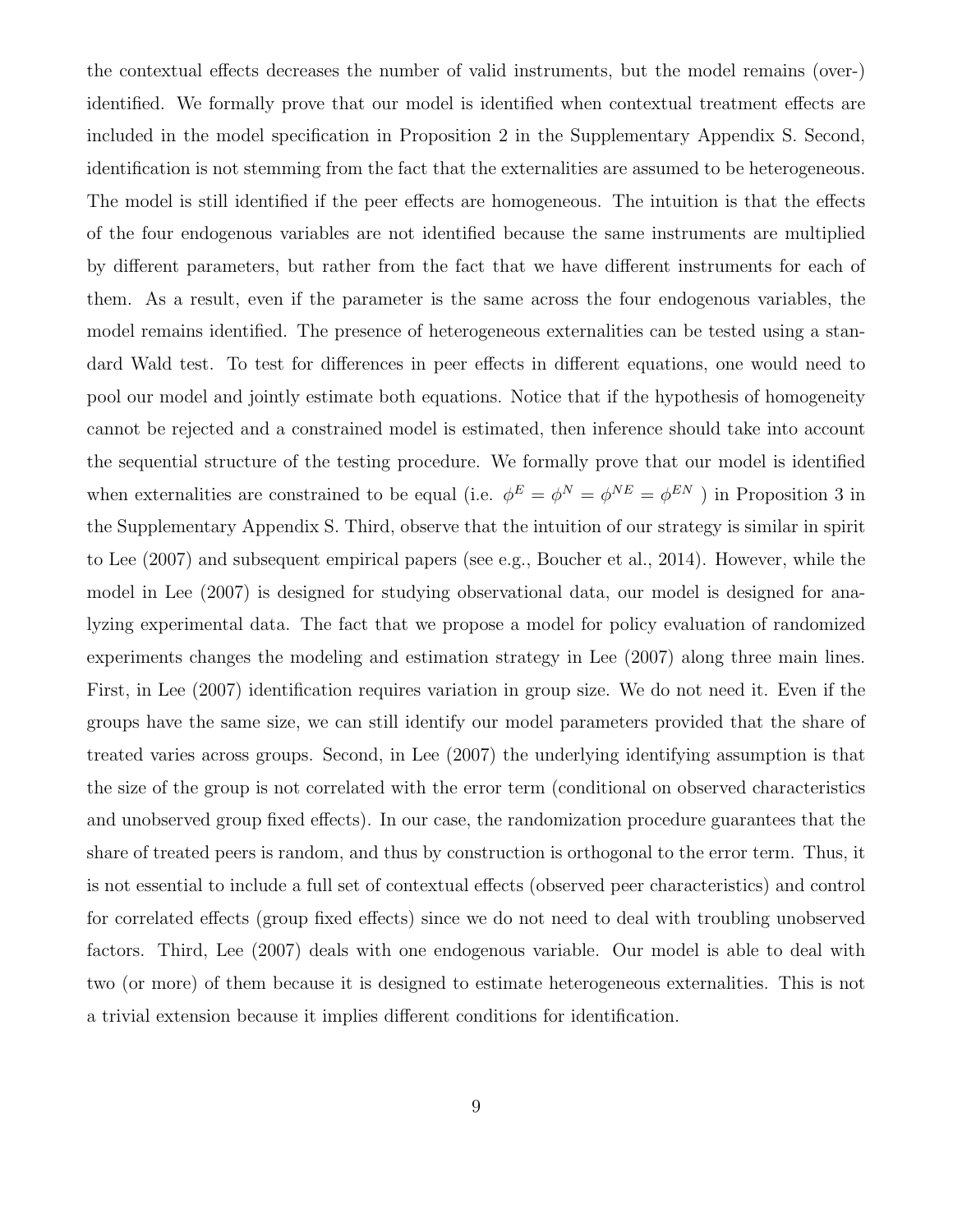the contextual effects decreases the number of valid instruments, but the model remains (over-) identified. We formally prove that our model is identified when contextual treatment effects are included in the model specification in Proposition 2 in the Supplementary Appendix S. Second, identification is not stemming from the fact that the externalities are assumed to be heterogeneous. The model is still identified if the peer effects are homogeneous. The intuition is that the effects of the four endogenous variables are not identified because the same instruments are multiplied by different parameters, but rather from the fact that we have different instruments for each of them. As a result, even if the parameter is the same across the four endogenous variables, the model remains identified. The presence of heterogeneous externalities can be tested using a standard Wald test. To test for differences in peer effects in different equations, one would need to pool our model and jointly estimate both equations. Notice that if the hypothesis of homogeneity cannot be rejected and a constrained model is estimated, then inference should take into account the sequential structure of the testing procedure. We formally prove that our model is identified when externalities are constrained to be equal (i.e. $\phi^E = \phi^N = \phi^{NE} = \phi^{EN}$ ) in Proposition 3 in the Supplementary Appendix S. Third, observe that the intuition of our strategy is similar in spirit to Lee (2007) and subsequent empirical papers (see e.g., Boucher et al., 2014). However, while the model in Lee (2007) is designed for studying observational data, our model is designed for analyzing experimental data. The fact that we propose a model for policy evaluation of randomized experiments changes the modeling and estimation strategy in Lee (2007) along three main lines. First, in Lee (2007) identification requires variation in group size. We do not need it. Even if the groups have the same size, we can still identify our model parameters provided that the share of treated varies across groups. Second, in Lee (2007) the underlying identifying assumption is that the size of the group is not correlated with the error term (conditional on observed characteristics and unobserved group fixed effects). In our case, the randomization procedure guarantees that the share of treated peers is random, and thus by construction is orthogonal to the error term. Thus, it is not essential to include a full set of contextual effects (observed peer characteristics) and control for correlated effects (group fixed effects) since we do not need to deal with troubling unobserved factors. Third, Lee (2007) deals with one endogenous variable. Our model is able to deal with two (or more) of them because it is designed to estimate heterogeneous externalities. This is not a trivial extension because it implies different conditions for identification.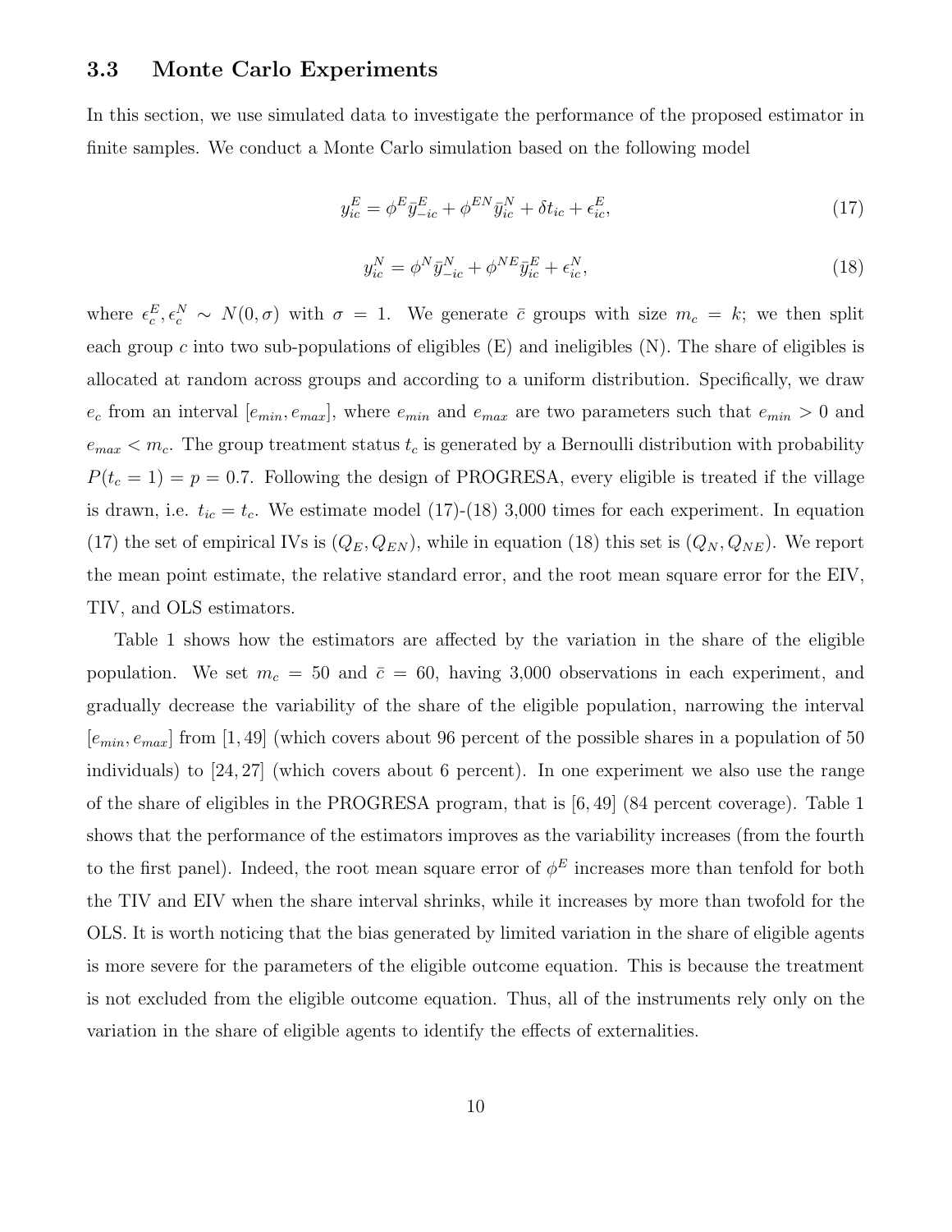### 3.3 Monte Carlo Experiments

In this section, we use simulated data to investigate the performance of the proposed estimator in finite samples. We conduct a Monte Carlo simulation based on the following model

$$y_{ic}^{E} = \phi^{E}\bar{y}_{-ic}^{E} + \phi^{EN}\bar{y}_{ic}^{N} + \delta t_{ic} + \epsilon_{ic}^{E}, \tag{17}$$

$$y_{ic}^{N} = \phi^{N}\bar{y}_{-ic}^{N} + \phi^{NE}\bar{y}_{ic}^{E} + \epsilon_{ic}^{N}, \tag{18}$$

where $\epsilon_{c}^{E}, \epsilon_{c}^{N} \sim N(0, \sigma)$ with $\sigma = 1$. We generate $\bar{c}$ groups with size $m_c = k$; we then split each group $c$ into two sub-populations of eligibles (E) and ineligibles (N). The share of eligibles is allocated at random across groups and according to a uniform distribution. Specifically, we draw $e_c$ from an interval $[e_{min}, e_{max}]$, where $e_{min}$ and $e_{max}$ are two parameters such that $e_{min} > 0$ and $e_{max} < m_c$. The group treatment status $t_c$ is generated by a Bernoulli distribution with probability $P(t_c = 1) = p = 0.7$. Following the design of PROGRESA, every eligible is treated if the village is drawn, i.e. $t_{ic} = t_c$. We estimate model (17)-(18) 3,000 times for each experiment. In equation (17) the set of empirical IVs is $(Q_E, Q_{EN})$, while in equation (18) this set is $(Q_N, Q_{NE})$. We report the mean point estimate, the relative standard error, and the root mean square error for the EIV, TIV, and OLS estimators.

Table 1 shows how the estimators are affected by the variation in the share of the eligible population. We set $m_c = 50$ and $\bar{c} = 60$, having 3,000 observations in each experiment, and gradually decrease the variability of the share of the eligible population, narrowing the interval $[e_{min}, e_{max}]$ from $[1, 49]$ (which covers about 96 percent of the possible shares in a population of 50 individuals) to $[24, 27]$ (which covers about 6 percent). In one experiment we also use the range of the share of eligibles in the PROGRESA program, that is $[6, 49]$ (84 percent coverage). Table 1 shows that the performance of the estimators improves as the variability increases (from the fourth to the first panel). Indeed, the root mean square error of $\phi^E$ increases more than tenfold for both the TIV and EIV when the share interval shrinks, while it increases by more than twofold for the OLS. It is worth noticing that the bias generated by limited variation in the share of eligible agents is more severe for the parameters of the eligible outcome equation. This is because the treatment is not excluded from the eligible outcome equation. Thus, all of the instruments rely only on the variation in the share of eligible agents to identify the effects of externalities.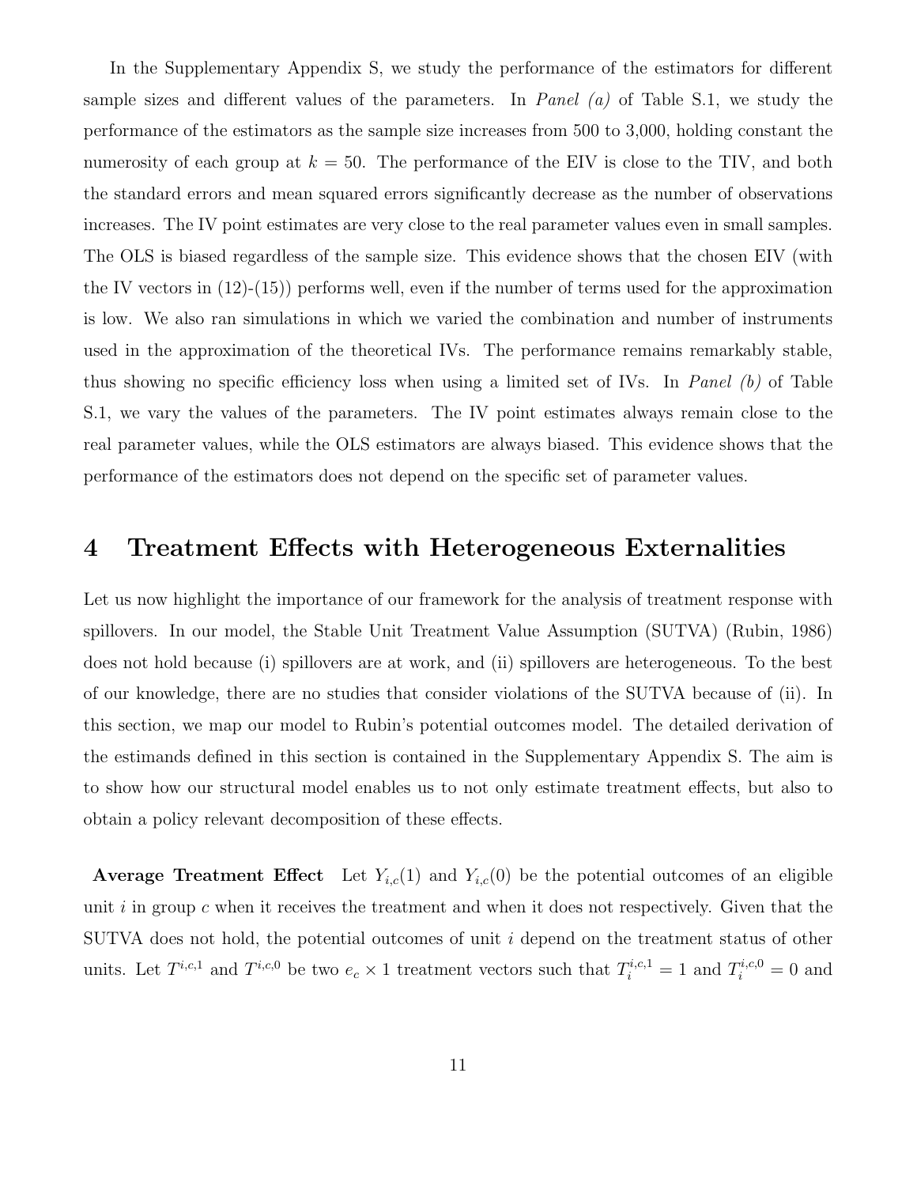In the Supplementary Appendix S, we study the performance of the estimators for different sample sizes and different values of the parameters. In *Panel (a)* of Table S.1, we study the performance of the estimators as the sample size increases from 500 to 3,000, holding constant the numerosity of each group at $k = 50$. The performance of the EIV is close to the TIV, and both the standard errors and mean squared errors significantly decrease as the number of observations increases. The IV point estimates are very close to the real parameter values even in small samples. The OLS is biased regardless of the sample size. This evidence shows that the chosen EIV (with the IV vectors in (12)-(15)) performs well, even if the number of terms used for the approximation is low. We also ran simulations in which we varied the combination and number of instruments used in the approximation of the theoretical IVs. The performance remains remarkably stable, thus showing no specific efficiency loss when using a limited set of IVs. In *Panel (b)* of Table S.1, we vary the values of the parameters. The IV point estimates always remain close to the real parameter values, while the OLS estimators are always biased. This evidence shows that the performance of the estimators does not depend on the specific set of parameter values.

# 4 Treatment Effects with Heterogeneous Externalities

Let us now highlight the importance of our framework for the analysis of treatment response with spillovers. In our model, the Stable Unit Treatment Value Assumption (SUTVA) (Rubin, 1986) does not hold because (i) spillovers are at work, and (ii) spillovers are heterogeneous. To the best of our knowledge, there are no studies that consider violations of the SUTVA because of (ii). In this section, we map our model to Rubin's potential outcomes model. The detailed derivation of the estimands defined in this section is contained in the Supplementary Appendix S. The aim is to show how our structural model enables us to not only estimate treatment effects, but also to obtain a policy relevant decomposition of these effects.

**Average Treatment Effect** Let $Y_{i,c}(1)$ and $Y_{i,c}(0)$ be the potential outcomes of an eligible unit $i$ in group $c$ when it receives the treatment and when it does not respectively. Given that the SUTVA does not hold, the potential outcomes of unit $i$ depend on the treatment status of other units. Let $T^{i,c,1}$ and $T^{i,c,0}$ be two $e_c \times 1$ treatment vectors such that $T_i^{i,c,1} = 1$ and $T_i^{i,c,0} = 0$ and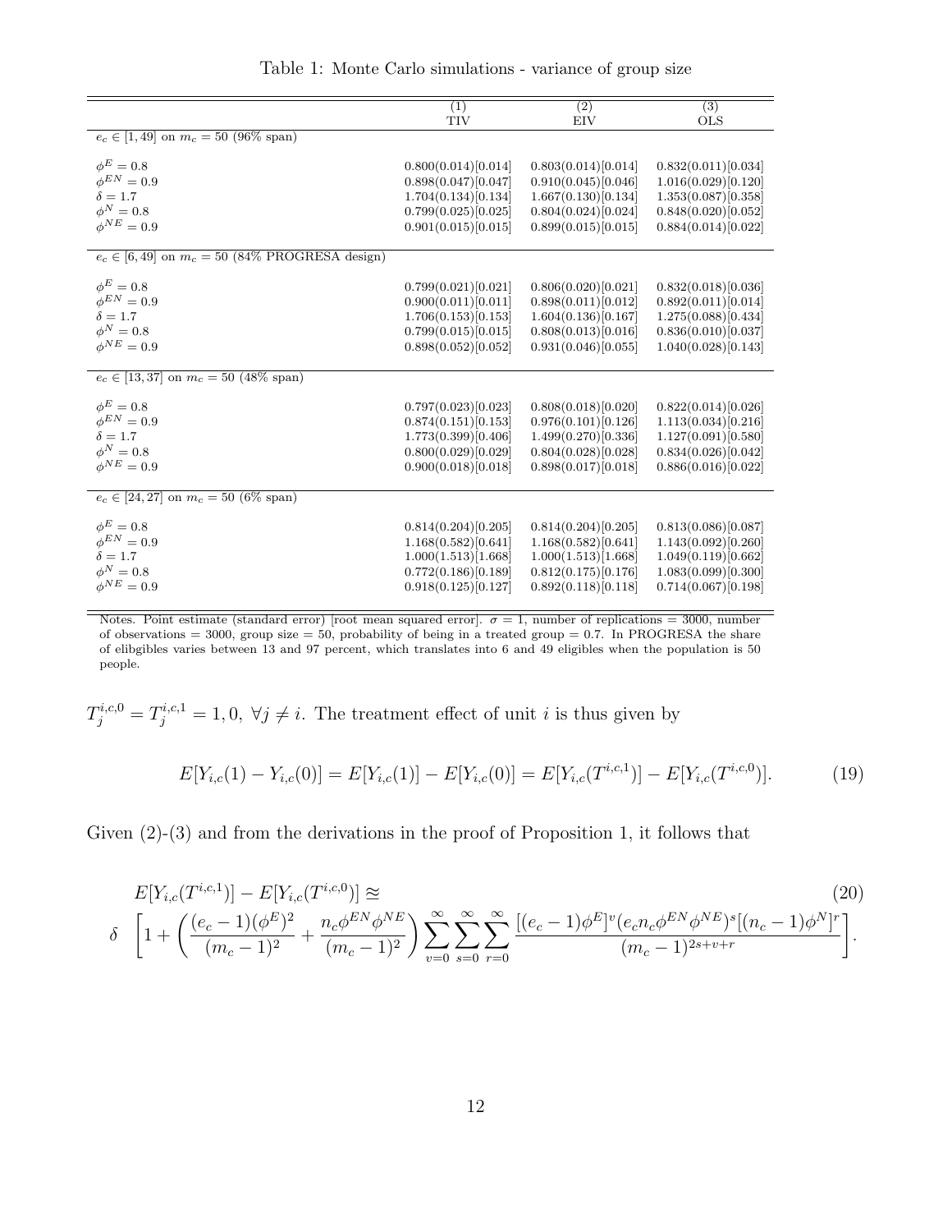Table 1: Monte Carlo simulations - variance of group size

| | (1) TIV | (2) EIV | (3) OLS |
|---|---|---|---|
| $e_c \in [1, 49]$ on $m_c = 50$ (96% span) | | | |
| $\phi^E = 0.8$ | 0.800(0.014)[0.014] | 0.803(0.014)[0.014] | 0.832(0.011)[0.034] |
| $\phi^{EN} = 0.9$ | 0.898(0.047)[0.047] | 0.910(0.045)[0.046] | 1.016(0.029)[0.120] |
| $\delta = 1.7$ | 1.704(0.134)[0.134] | 1.667(0.130)[0.134] | 1.353(0.087)[0.358] |
| $\phi^N = 0.8$ | 0.799(0.025)[0.025] | 0.804(0.024)[0.024] | 0.848(0.020)[0.052] |
| $\phi^{NE} = 0.9$ | 0.901(0.015)[0.015] | 0.899(0.015)[0.015] | 0.884(0.014)[0.022] |
| $e_c \in [6, 49]$ on $m_c = 50$ (84% PROGRESA design) | | | |
| $\phi^E = 0.8$ | 0.799(0.021)[0.021] | 0.806(0.020)[0.021] | 0.832(0.018)[0.036] |
| $\phi^{EN} = 0.9$ | 0.900(0.011)[0.011] | 0.898(0.011)[0.012] | 0.892(0.011)[0.014] |
| $\delta = 1.7$ | 1.706(0.153)[0.153] | 1.604(0.136)[0.167] | 1.275(0.088)[0.434] |
| $\phi^N = 0.8$ | 0.799(0.015)[0.015] | 0.808(0.013)[0.016] | 0.836(0.010)[0.037] |
| $\phi^{NE} = 0.9$ | 0.898(0.052)[0.052] | 0.931(0.046)[0.055] | 1.040(0.028)[0.143] |
| $e_c \in [13, 37]$ on $m_c = 50$ (48% span) | | | |
| $\phi^E = 0.8$ | 0.797(0.023)[0.023] | 0.808(0.018)[0.020] | 0.822(0.014)[0.026] |
| $\phi^{EN} = 0.9$ | 0.874(0.151)[0.153] | 0.976(0.101)[0.126] | 1.113(0.034)[0.216] |
| $\delta = 1.7$ | 1.773(0.399)[0.406] | 1.499(0.270)[0.336] | 1.127(0.091)[0.580] |
| $\phi^N = 0.8$ | 0.800(0.029)[0.029] | 0.804(0.028)[0.028] | 0.834(0.026)[0.042] |
| $\phi^{NE} = 0.9$ | 0.900(0.018)[0.018] | 0.898(0.017)[0.018] | 0.886(0.016)[0.022] |
| $e_c \in [24, 27]$ on $m_c = 50$ (6% span) | | | |
| $\phi^E = 0.8$ | 0.814(0.204)[0.205] | 0.814(0.204)[0.205] | 0.813(0.086)[0.087] |
| $\phi^{EN} = 0.9$ | 1.168(0.582)[0.641] | 1.168(0.582)[0.641] | 1.143(0.092)[0.260] |
| $\delta = 1.7$ | 1.000(1.513)[1.668] | 1.000(1.513)[1.668] | 1.049(0.119)[0.662] |
| $\phi^N = 0.8$ | 0.772(0.186)[0.189] | 0.812(0.175)[0.176] | 1.083(0.099)[0.300] |
| $\phi^{NE} = 0.9$ | 0.918(0.125)[0.127] | 0.892(0.118)[0.118] | 0.714(0.067)[0.198] |

Notes. Point estimate (standard error) [root mean squared error]. $\sigma = 1$, number of replications = 3000, number of observations = 3000, group size = 50, probability of being in a treated group = 0.7. In PROGRESA the share of elibgibles varies between 13 and 97 percent, which translates into 6 and 49 eligibles when the population is 50 people.

$T_j^{i,c,0} = T_j^{i,c,1} = 1, 0, \ \forall j \neq i$. The treatment effect of unit $i$ is thus given by

$$E[Y_{i,c}(1) - Y_{i,c}(0)] = E[Y_{i,c}(1)] - E[Y_{i,c}(0)] = E[Y_{i,c}(T^{i,c,1})] - E[Y_{i,c}(T^{i,c,0})]. \tag{19}$$

Given (2)-(3) and from the derivations in the proof of Proposition 1, it follows that

$$E[Y_{i,c}(T^{i,c,1})] - E[Y_{i,c}(T^{i,c,0})] \approxeq \tag{20}$$
$$\delta \quad \left[1 + \left(\frac{(e_c-1)(\phi^E)^2}{(m_c-1)^2} + \frac{n_c \phi^{EN} \phi^{NE}}{(m_c-1)^2}\right) \sum_{v=0}^{\infty} \sum_{s=0}^{\infty} \sum_{r=0}^{\infty} \frac{[(e_c-1)\phi^E]^v (e_c n_c \phi^{EN} \phi^{NE})^s [(n_c-1)\phi^N]^r}{(m_c-1)^{2s+v+r}}\right].$$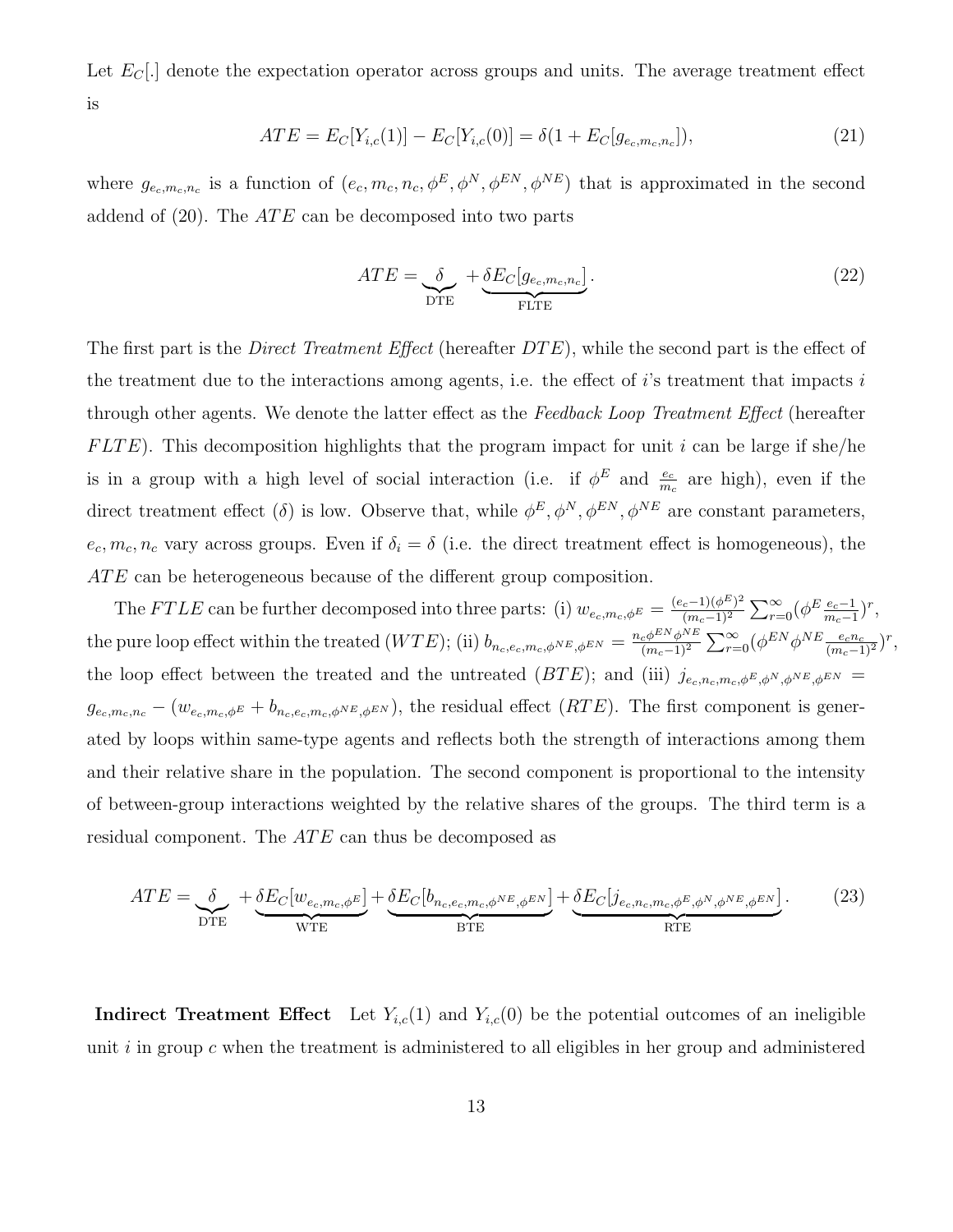Let $E_C[.]$ denote the expectation operator across groups and units. The average treatment effect is

$$ATE = E_C[Y_{i,c}(1)] - E_C[Y_{i,c}(0)] = \delta(1 + E_C[g_{e_c,m_c,n_c}]), \tag{21}$$

where $g_{e_c,m_c,n_c}$ is a function of $(e_c, m_c, n_c, \phi^E, \phi^N, \phi^{EN}, \phi^{NE})$ that is approximated in the second addend of (20). The $ATE$ can be decomposed into two parts

$$ATE = \underbrace{\delta}_{\text{DTE}} + \underbrace{\delta E_C[g_{e_c,m_c,n_c}]}_{\text{FLTE}}. \tag{22}$$

The first part is the *Direct Treatment Effect* (hereafter $DTE$), while the second part is the effect of the treatment due to the interactions among agents, i.e. the effect of $i$'s treatment that impacts $i$ through other agents. We denote the latter effect as the *Feedback Loop Treatment Effect* (hereafter $FLTE$). This decomposition highlights that the program impact for unit $i$ can be large if she/he is in a group with a high level of social interaction (i.e. if $\phi^E$ and $\frac{e_c}{m_c}$ are high), even if the direct treatment effect ($\delta$) is low. Observe that, while $\phi^E, \phi^N, \phi^{EN}, \phi^{NE}$ are constant parameters, $e_c, m_c, n_c$ vary across groups. Even if $\delta_i = \delta$ (i.e. the direct treatment effect is homogeneous), the $ATE$ can be heterogeneous because of the different group composition.

The $FTLE$ can be further decomposed into three parts: (i) $w_{e_c,m_c,\phi^E} = \frac{(e_c-1)(\phi^E)^2}{(m_c-1)^2}\sum_{r=0}^{\infty}(\phi^E \frac{e_c-1}{m_c-1})^r$, the pure loop effect within the treated ($WTE$); (ii) $b_{n_c,e_c,m_c,\phi^{NE},\phi^{EN}} = \frac{n_c\phi^{EN}\phi^{NE}}{(m_c-1)^2}\sum_{r=0}^{\infty}(\phi^{EN}\phi^{NE}\frac{e_c n_c}{(m_c-1)^2})^r$, the loop effect between the treated and the untreated ($BTE$); and (iii) $j_{e_c,n_c,m_c,\phi^E,\phi^N,\phi^{NE},\phi^{EN}} = g_{e_c,m_c,n_c} - (w_{e_c,m_c,\phi^E} + b_{n_c,e_c,m_c,\phi^{NE},\phi^{EN}})$, the residual effect ($RTE$). The first component is generated by loops within same-type agents and reflects both the strength of interactions among them and their relative share in the population. The second component is proportional to the intensity of between-group interactions weighted by the relative shares of the groups. The third term is a residual component. The $ATE$ can thus be decomposed as

$$ATE = \underbrace{\delta}_{\text{DTE}} + \underbrace{\delta E_C[w_{e_c,m_c,\phi^E}]}_{\text{WTE}} + \underbrace{\delta E_C[b_{n_c,e_c,m_c,\phi^{NE},\phi^{EN}}]}_{\text{BTE}} + \underbrace{\delta E_C[j_{e_c,n_c,m_c,\phi^E,\phi^N,\phi^{NE},\phi^{EN}}]}_{\text{RTE}}. \tag{23}$$

**Indirect Treatment Effect** Let $Y_{i,c}(1)$ and $Y_{i,c}(0)$ be the potential outcomes of an ineligible unit $i$ in group $c$ when the treatment is administered to all eligibles in her group and administered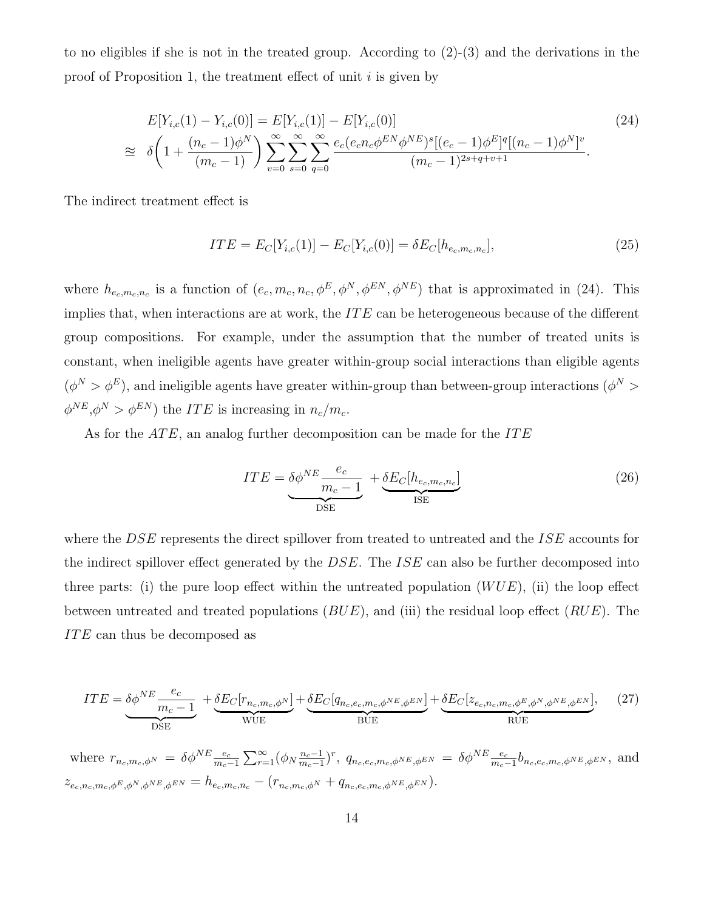to no eligibles if she is not in the treated group. According to (2)-(3) and the derivations in the proof of Proposition 1, the treatment effect of unit $i$ is given by

$$
\begin{aligned}
& E[Y_{i,c}(1) - Y_{i,c}(0)] = E[Y_{i,c}(1)] - E[Y_{i,c}(0)] \\
\approxeq \; & \delta\bigg(1 + \frac{(n_c - 1)\phi^N}{(m_c - 1)}\bigg) \sum_{v=0}^{\infty}\sum_{s=0}^{\infty}\sum_{q=0}^{\infty} \frac{e_c(e_c n_c \phi^{EN}\phi^{NE})^s[(e_c-1)\phi^E]^q[(n_c-1)\phi^N]^v}{(m_c-1)^{2s+q+v+1}}.
\end{aligned} \tag{24}
$$

The indirect treatment effect is

$$
ITE = E_C[Y_{i,c}(1)] - E_C[Y_{i,c}(0)] = \delta E_C[h_{e_c,m_c,n_c}], \tag{25}
$$

where $h_{e_c,m_c,n_c}$ is a function of $(e_c, m_c, n_c, \phi^E, \phi^N, \phi^{EN}, \phi^{NE})$ that is approximated in (24). This implies that, when interactions are at work, the $ITE$ can be heterogeneous because of the different group compositions. For example, under the assumption that the number of treated units is constant, when ineligible agents have greater within-group social interactions than eligible agents ($\phi^N > \phi^E$), and ineligible agents have greater within-group than between-group interactions ($\phi^N > \phi^{NE}$,$\phi^N > \phi^{EN}$) the $ITE$ is increasing in $n_c/m_c$.

As for the $ATE$, an analog further decomposition can be made for the $ITE$

$$
ITE = \underbrace{\delta\phi^{NE}\frac{e_c}{m_c - 1}}_{\text{DSE}} + \underbrace{\delta E_C[h_{e_c,m_c,n_c}]}_{\text{ISE}} \tag{26}
$$

where the $DSE$ represents the direct spillover from treated to untreated and the $ISE$ accounts for the indirect spillover effect generated by the $DSE$. The $ISE$ can also be further decomposed into three parts: (i) the pure loop effect within the untreated population ($WUE$), (ii) the loop effect between untreated and treated populations ($BUE$), and (iii) the residual loop effect ($RUE$). The $ITE$ can thus be decomposed as

$$
ITE = \underbrace{\delta\phi^{NE}\frac{e_c}{m_c - 1}}_{\text{DSE}} + \underbrace{\delta E_C[r_{n_c,m_c,\phi^N}]}_{\text{WUE}} + \underbrace{\delta E_C[q_{n_c,e_c,m_c,\phi^{NE},\phi^{EN}}]}_{\text{BUE}} + \underbrace{\delta E_C[z_{e_c,n_c,m_c,\phi^E,\phi^N,\phi^{NE},\phi^{EN}}]}_{\text{RUE}}, \tag{27}
$$

where $r_{n_c,m_c,\phi^N} = \delta\phi^{NE}\frac{e_c}{m_c-1}\sum_{r=1}^{\infty}(\phi_N\frac{n_c-1}{m_c-1})^r$, $q_{n_c,e_c,m_c,\phi^{NE},\phi^{EN}} = \delta\phi^{NE}\frac{e_c}{m_c-1}b_{n_c,e_c,m_c,\phi^{NE},\phi^{EN}}$, and $z_{e_c,n_c,m_c,\phi^E,\phi^N,\phi^{NE},\phi^{EN}} = h_{e_c,m_c,n_c} - (r_{n_c,m_c,\phi^N} + q_{n_c,e_c,m_c,\phi^{NE},\phi^{EN}})$.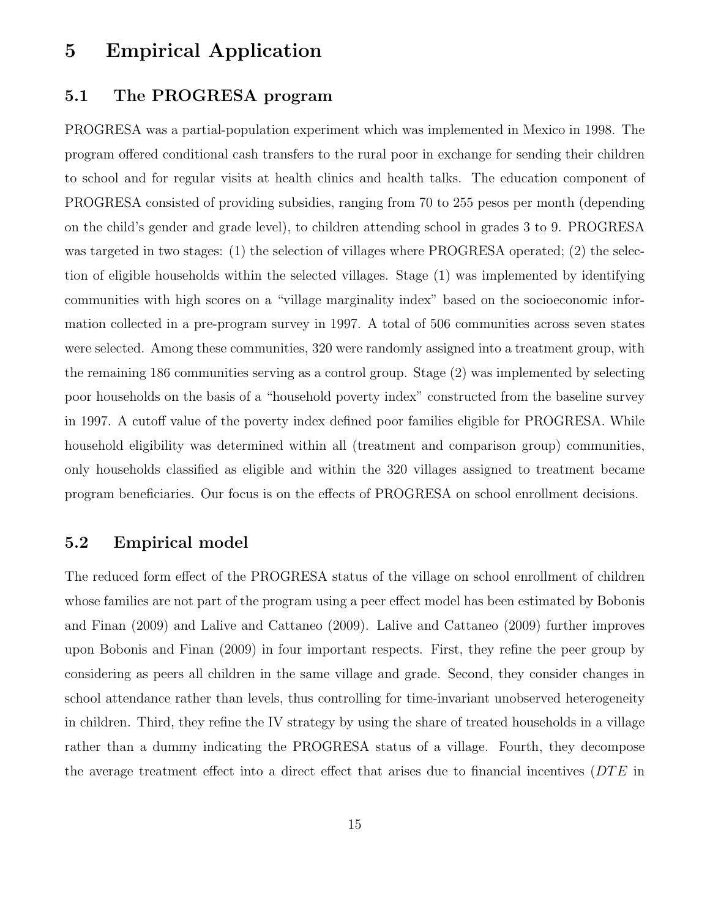# 5 Empirical Application

## 5.1 The PROGRESA program

PROGRESA was a partial-population experiment which was implemented in Mexico in 1998. The program offered conditional cash transfers to the rural poor in exchange for sending their children to school and for regular visits at health clinics and health talks. The education component of PROGRESA consisted of providing subsidies, ranging from 70 to 255 pesos per month (depending on the child's gender and grade level), to children attending school in grades 3 to 9. PROGRESA was targeted in two stages: (1) the selection of villages where PROGRESA operated; (2) the selection of eligible households within the selected villages. Stage (1) was implemented by identifying communities with high scores on a "village marginality index" based on the socioeconomic information collected in a pre-program survey in 1997. A total of 506 communities across seven states were selected. Among these communities, 320 were randomly assigned into a treatment group, with the remaining 186 communities serving as a control group. Stage (2) was implemented by selecting poor households on the basis of a "household poverty index" constructed from the baseline survey in 1997. A cutoff value of the poverty index defined poor families eligible for PROGRESA. While household eligibility was determined within all (treatment and comparison group) communities, only households classified as eligible and within the 320 villages assigned to treatment became program beneficiaries. Our focus is on the effects of PROGRESA on school enrollment decisions.

## 5.2 Empirical model

The reduced form effect of the PROGRESA status of the village on school enrollment of children whose families are not part of the program using a peer effect model has been estimated by Bobonis and Finan (2009) and Lalive and Cattaneo (2009). Lalive and Cattaneo (2009) further improves upon Bobonis and Finan (2009) in four important respects. First, they refine the peer group by considering as peers all children in the same village and grade. Second, they consider changes in school attendance rather than levels, thus controlling for time-invariant unobserved heterogeneity in children. Third, they refine the IV strategy by using the share of treated households in a village rather than a dummy indicating the PROGRESA status of a village. Fourth, they decompose the average treatment effect into a direct effect that arises due to financial incentives ($DTE$ in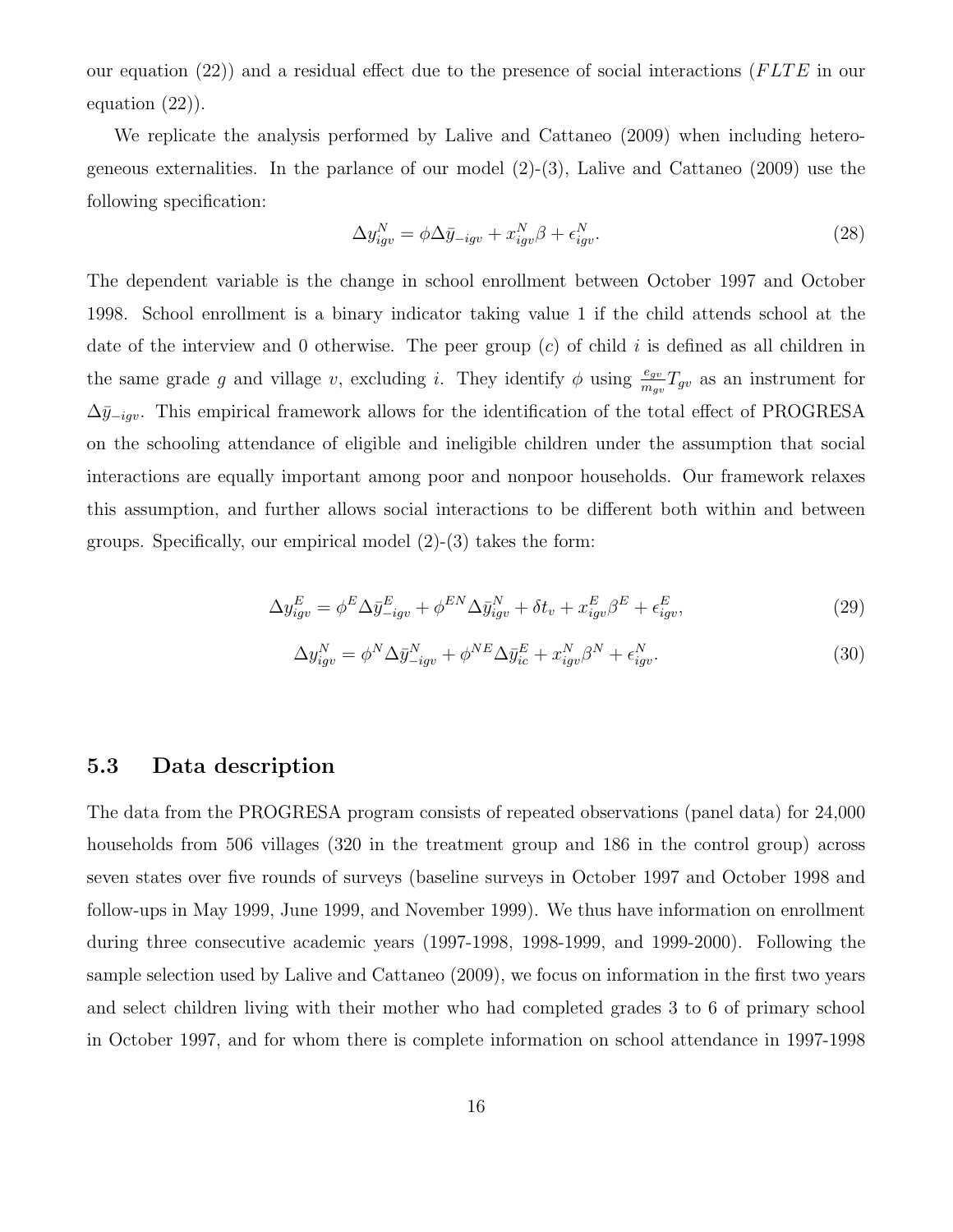our equation (22)) and a residual effect due to the presence of social interactions ($FLTE$ in our equation (22)).

We replicate the analysis performed by Lalive and Cattaneo (2009) when including heterogeneous externalities. In the parlance of our model (2)-(3), Lalive and Cattaneo (2009) use the following specification:

$$\Delta y_{igv}^{N} = \phi \Delta \bar{y}_{-igv} + x_{igv}^{N} \beta + \epsilon_{igv}^{N}. \tag{28}$$

The dependent variable is the change in school enrollment between October 1997 and October 1998. School enrollment is a binary indicator taking value 1 if the child attends school at the date of the interview and 0 otherwise. The peer group ($c$) of child $i$ is defined as all children in the same grade $g$ and village $v$, excluding $i$. They identify $\phi$ using $\frac{e_{gv}}{m_{gv}} T_{gv}$ as an instrument for $\Delta \bar{y}_{-igv}$. This empirical framework allows for the identification of the total effect of PROGRESA on the schooling attendance of eligible and ineligible children under the assumption that social interactions are equally important among poor and nonpoor households. Our framework relaxes this assumption, and further allows social interactions to be different both within and between groups. Specifically, our empirical model (2)-(3) takes the form:

$$\Delta y_{igv}^{E} = \phi^{E} \Delta \bar{y}_{-igv}^{E} + \phi^{EN} \Delta \bar{y}_{igv}^{N} + \delta t_{v} + x_{igv}^{E} \beta^{E} + \epsilon_{igv}^{E}, \tag{29}$$

$$\Delta y_{igv}^{N} = \phi^{N} \Delta \bar{y}_{-igv}^{N} + \phi^{NE} \Delta \bar{y}_{ic}^{E} + x_{igv}^{N} \beta^{N} + \epsilon_{igv}^{N}. \tag{30}$$

### 5.3 Data description

The data from the PROGRESA program consists of repeated observations (panel data) for 24,000 households from 506 villages (320 in the treatment group and 186 in the control group) across seven states over five rounds of surveys (baseline surveys in October 1997 and October 1998 and follow-ups in May 1999, June 1999, and November 1999). We thus have information on enrollment during three consecutive academic years (1997-1998, 1998-1999, and 1999-2000). Following the sample selection used by Lalive and Cattaneo (2009), we focus on information in the first two years and select children living with their mother who had completed grades 3 to 6 of primary school in October 1997, and for whom there is complete information on school attendance in 1997-1998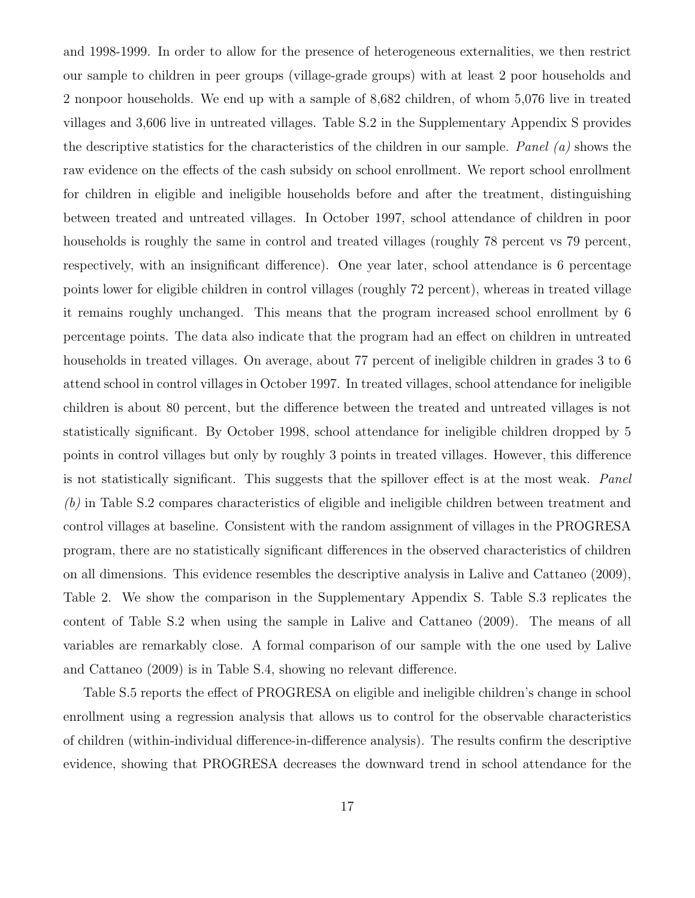and 1998-1999. In order to allow for the presence of heterogeneous externalities, we then restrict our sample to children in peer groups (village-grade groups) with at least 2 poor households and 2 nonpoor households. We end up with a sample of 8,682 children, of whom 5,076 live in treated villages and 3,606 live in untreated villages. Table S.2 in the Supplementary Appendix S provides the descriptive statistics for the characteristics of the children in our sample. *Panel (a)* shows the raw evidence on the effects of the cash subsidy on school enrollment. We report school enrollment for children in eligible and ineligible households before and after the treatment, distinguishing between treated and untreated villages. In October 1997, school attendance of children in poor households is roughly the same in control and treated villages (roughly 78 percent vs 79 percent, respectively, with an insignificant difference). One year later, school attendance is 6 percentage points lower for eligible children in control villages (roughly 72 percent), whereas in treated village it remains roughly unchanged. This means that the program increased school enrollment by 6 percentage points. The data also indicate that the program had an effect on children in untreated households in treated villages. On average, about 77 percent of ineligible children in grades 3 to 6 attend school in control villages in October 1997. In treated villages, school attendance for ineligible children is about 80 percent, but the difference between the treated and untreated villages is not statistically significant. By October 1998, school attendance for ineligible children dropped by 5 points in control villages but only by roughly 3 points in treated villages. However, this difference is not statistically significant. This suggests that the spillover effect is at the most weak. *Panel (b)* in Table S.2 compares characteristics of eligible and ineligible children between treatment and control villages at baseline. Consistent with the random assignment of villages in the PROGRESA program, there are no statistically significant differences in the observed characteristics of children on all dimensions. This evidence resembles the descriptive analysis in Lalive and Cattaneo (2009), Table 2. We show the comparison in the Supplementary Appendix S. Table S.3 replicates the content of Table S.2 when using the sample in Lalive and Cattaneo (2009). The means of all variables are remarkably close. A formal comparison of our sample with the one used by Lalive and Cattaneo (2009) is in Table S.4, showing no relevant difference.

Table S.5 reports the effect of PROGRESA on eligible and ineligible children's change in school enrollment using a regression analysis that allows us to control for the observable characteristics of children (within-individual difference-in-difference analysis). The results confirm the descriptive evidence, showing that PROGRESA decreases the downward trend in school attendance for the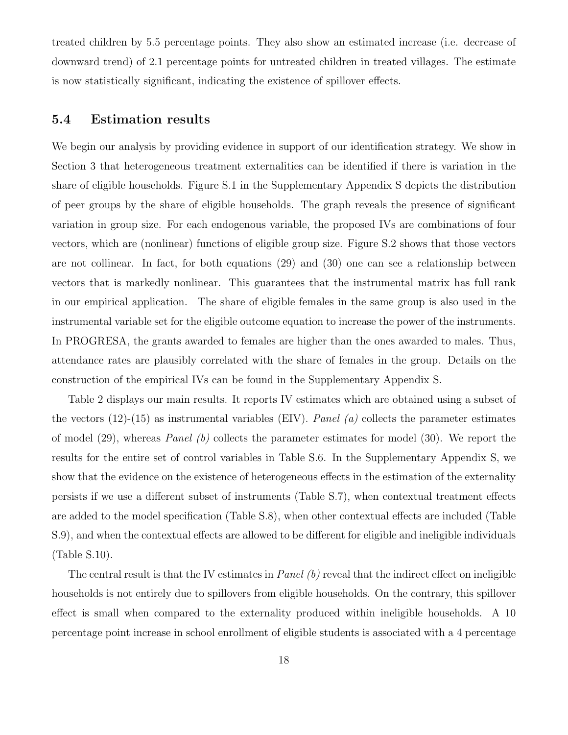treated children by 5.5 percentage points. They also show an estimated increase (i.e. decrease of downward trend) of 2.1 percentage points for untreated children in treated villages. The estimate is now statistically significant, indicating the existence of spillover effects.

### 5.4 Estimation results

We begin our analysis by providing evidence in support of our identification strategy. We show in Section 3 that heterogeneous treatment externalities can be identified if there is variation in the share of eligible households. Figure S.1 in the Supplementary Appendix S depicts the distribution of peer groups by the share of eligible households. The graph reveals the presence of significant variation in group size. For each endogenous variable, the proposed IVs are combinations of four vectors, which are (nonlinear) functions of eligible group size. Figure S.2 shows that those vectors are not collinear. In fact, for both equations (29) and (30) one can see a relationship between vectors that is markedly nonlinear. This guarantees that the instrumental matrix has full rank in our empirical application. The share of eligible females in the same group is also used in the instrumental variable set for the eligible outcome equation to increase the power of the instruments. In PROGRESA, the grants awarded to females are higher than the ones awarded to males. Thus, attendance rates are plausibly correlated with the share of females in the group. Details on the construction of the empirical IVs can be found in the Supplementary Appendix S.

Table 2 displays our main results. It reports IV estimates which are obtained using a subset of the vectors (12)-(15) as instrumental variables (EIV). *Panel (a)* collects the parameter estimates of model (29), whereas *Panel (b)* collects the parameter estimates for model (30). We report the results for the entire set of control variables in Table S.6. In the Supplementary Appendix S, we show that the evidence on the existence of heterogeneous effects in the estimation of the externality persists if we use a different subset of instruments (Table S.7), when contextual treatment effects are added to the model specification (Table S.8), when other contextual effects are included (Table S.9), and when the contextual effects are allowed to be different for eligible and ineligible individuals (Table S.10).

The central result is that the IV estimates in *Panel (b)* reveal that the indirect effect on ineligible households is not entirely due to spillovers from eligible households. On the contrary, this spillover effect is small when compared to the externality produced within ineligible households. A 10 percentage point increase in school enrollment of eligible students is associated with a 4 percentage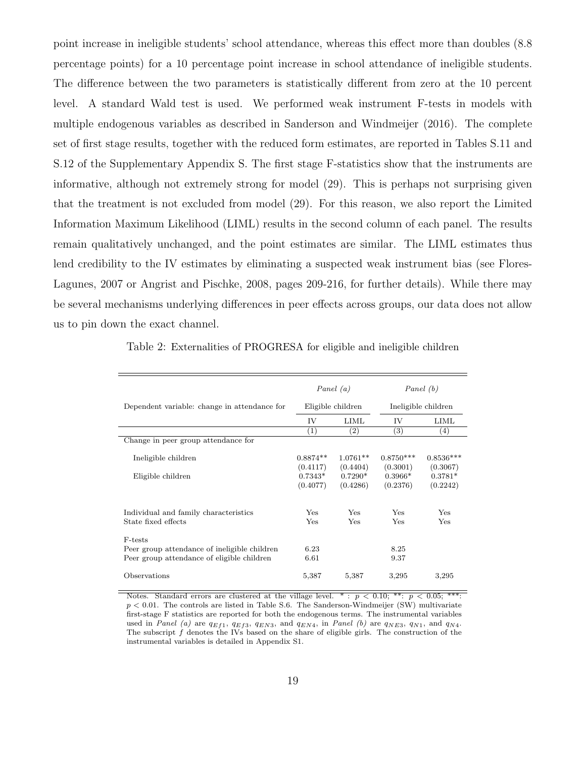point increase in ineligible students' school attendance, whereas this effect more than doubles (8.8 percentage points) for a 10 percentage point increase in school attendance of ineligible students. The difference between the two parameters is statistically different from zero at the 10 percent level. A standard Wald test is used. We performed weak instrument F-tests in models with multiple endogenous variables as described in Sanderson and Windmeijer (2016). The complete set of first stage results, together with the reduced form estimates, are reported in Tables S.11 and S.12 of the Supplementary Appendix S. The first stage F-statistics show that the instruments are informative, although not extremely strong for model (29). This is perhaps not surprising given that the treatment is not excluded from model (29). For this reason, we also report the Limited Information Maximum Likelihood (LIML) results in the second column of each panel. The results remain qualitatively unchanged, and the point estimates are similar. The LIML estimates thus lend credibility to the IV estimates by eliminating a suspected weak instrument bias (see Flores-Lagunes, 2007 or Angrist and Pischke, 2008, pages 209-216, for further details). While there may be several mechanisms underlying differences in peer effects across groups, our data does not allow us to pin down the exact channel.

Table 2: Externalities of PROGRESA for eligible and ineligible children

| | *Panel (a)* | | *Panel (b)* | |
|---|---|---|---|---|
| Dependent variable: change in attendance for | Eligible children | | Ineligible children | |
| | IV | LIML | IV | LIML |
| | (1) | (2) | (3) | (4) |
| Change in peer group attendance for | | | | |
| Ineligible children | 0.8874** | 1.0761** | 0.8750*** | 0.8536*** |
| | (0.4117) | (0.4404) | (0.3001) | (0.3067) |
| Eligible children | 0.7343* | 0.7290* | 0.3966* | 0.3781* |
| | (0.4077) | (0.4286) | (0.2376) | (0.2242) |
| Individual and family characteristics | Yes | Yes | Yes | Yes |
| State fixed effects | Yes | Yes | Yes | Yes |
| F-tests | | | | |
| Peer group attendance of ineligible children | 6.23 | | 8.25 | |
| Peer group attendance of eligible children | 6.61 | | 9.37 | |
| Observations | 5,387 | 5,387 | 3,295 | 3,295 |

Notes. Standard errors are clustered at the village level. * : $p < 0.10$; **: $p < 0.05$; ***: $p < 0.01$. The controls are listed in Table S.6. The Sanderson-Windmeijer (SW) multivariate first-stage F statistics are reported for both the endogenous terms. The instrumental variables used in *Panel (a)* are $q_{Ef1}$, $q_{Ef3}$, $q_{EN3}$, and $q_{EN4}$, in *Panel (b)* are $q_{NE3}$, $q_{N1}$, and $q_{N4}$. The subscript $f$ denotes the IVs based on the share of eligible girls. The construction of the instrumental variables is detailed in Appendix S1.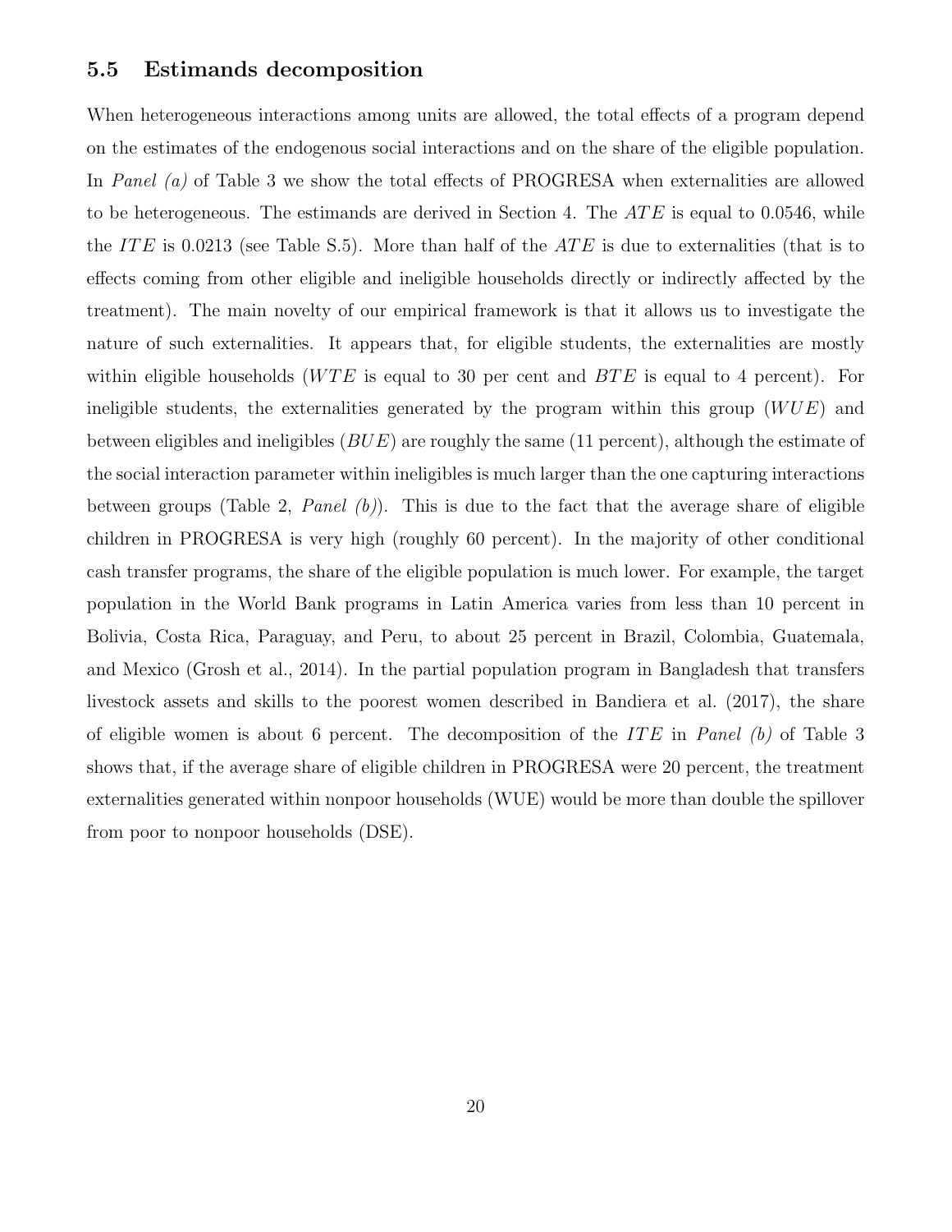### 5.5 Estimands decomposition

When heterogeneous interactions among units are allowed, the total effects of a program depend on the estimates of the endogenous social interactions and on the share of the eligible population. In *Panel (a)* of Table 3 we show the total effects of PROGRESA when externalities are allowed to be heterogeneous. The estimands are derived in Section 4. The $ATE$ is equal to 0.0546, while the $ITE$ is 0.0213 (see Table S.5). More than half of the $ATE$ is due to externalities (that is to effects coming from other eligible and ineligible households directly or indirectly affected by the treatment). The main novelty of our empirical framework is that it allows us to investigate the nature of such externalities. It appears that, for eligible students, the externalities are mostly within eligible households ($WTE$ is equal to 30 per cent and $BTE$ is equal to 4 percent). For ineligible students, the externalities generated by the program within this group ($WUE$) and between eligibles and ineligibles ($BUE$) are roughly the same (11 percent), although the estimate of the social interaction parameter within ineligibles is much larger than the one capturing interactions between groups (Table 2, *Panel (b)*). This is due to the fact that the average share of eligible children in PROGRESA is very high (roughly 60 percent). In the majority of other conditional cash transfer programs, the share of the eligible population is much lower. For example, the target population in the World Bank programs in Latin America varies from less than 10 percent in Bolivia, Costa Rica, Paraguay, and Peru, to about 25 percent in Brazil, Colombia, Guatemala, and Mexico (Grosh et al., 2014). In the partial population program in Bangladesh that transfers livestock assets and skills to the poorest women described in Bandiera et al. (2017), the share of eligible women is about 6 percent. The decomposition of the $ITE$ in *Panel (b)* of Table 3 shows that, if the average share of eligible children in PROGRESA were 20 percent, the treatment externalities generated within nonpoor households (WUE) would be more than double the spillover from poor to nonpoor households (DSE).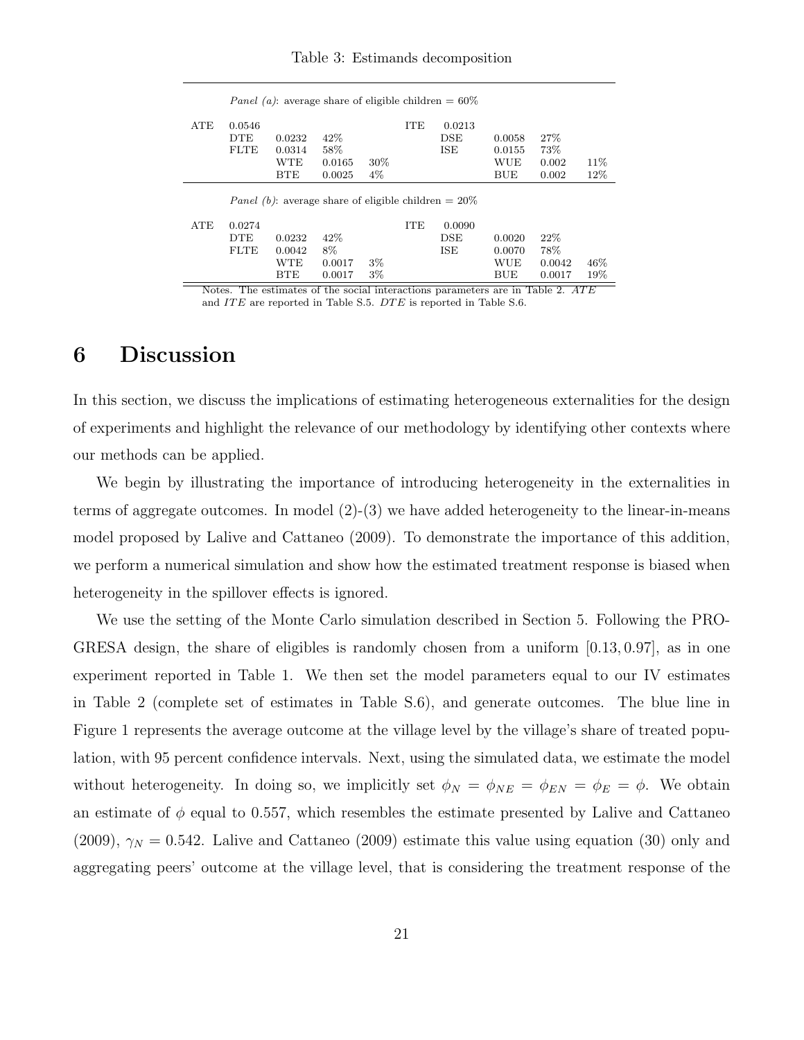Table 3: Estimands decomposition

| | | | | | | | | | |
|---|---|---|---|---|---|---|---|---|---|
| | *Panel (a)*: average share of eligible children = 60% | | | | | | | | |
| ATE | 0.0546 | | | | ITE | 0.0213 | | | |
| | DTE | 0.0232 | 42% | | | DSE | 0.0058 | 27% | |
| | FLTE | 0.0314 | 58% | | | ISE | 0.0155 | 73% | |
| | | WTE | 0.0165 | 30% | | | WUE | 0.002 | 11% |
| | | BTE | 0.0025 | 4% | | | BUE | 0.002 | 12% |
| | *Panel (b)*: average share of eligible children = 20% | | | | | | | | |
| ATE | 0.0274 | | | | ITE | 0.0090 | | | |
| | DTE | 0.0232 | 42% | | | DSE | 0.0020 | 22% | |
| | FLTE | 0.0042 | 8% | | | ISE | 0.0070 | 78% | |
| | | WTE | 0.0017 | 3% | | | WUE | 0.0042 | 46% |
| | | BTE | 0.0017 | 3% | | | BUE | 0.0017 | 19% |

Notes. The estimates of the social interactions parameters are in Table 2. *ATE* and *ITE* are reported in Table S.5. *DTE* is reported in Table S.6.

# 6 Discussion

In this section, we discuss the implications of estimating heterogeneous externalities for the design of experiments and highlight the relevance of our methodology by identifying other contexts where our methods can be applied.

We begin by illustrating the importance of introducing heterogeneity in the externalities in terms of aggregate outcomes. In model (2)-(3) we have added heterogeneity to the linear-in-means model proposed by Lalive and Cattaneo (2009). To demonstrate the importance of this addition, we perform a numerical simulation and show how the estimated treatment response is biased when heterogeneity in the spillover effects is ignored.

We use the setting of the Monte Carlo simulation described in Section 5. Following the PROGRESA design, the share of eligibles is randomly chosen from a uniform $[0.13, 0.97]$, as in one experiment reported in Table 1. We then set the model parameters equal to our IV estimates in Table 2 (complete set of estimates in Table S.6), and generate outcomes. The blue line in Figure 1 represents the average outcome at the village level by the village's share of treated population, with 95 percent confidence intervals. Next, using the simulated data, we estimate the model without heterogeneity. In doing so, we implicitly set $\phi_N = \phi_{NE} = \phi_{EN} = \phi_E = \phi$. We obtain an estimate of $\phi$ equal to 0.557, which resembles the estimate presented by Lalive and Cattaneo (2009), $\gamma_N = 0.542$. Lalive and Cattaneo (2009) estimate this value using equation (30) only and aggregating peers' outcome at the village level, that is considering the treatment response of the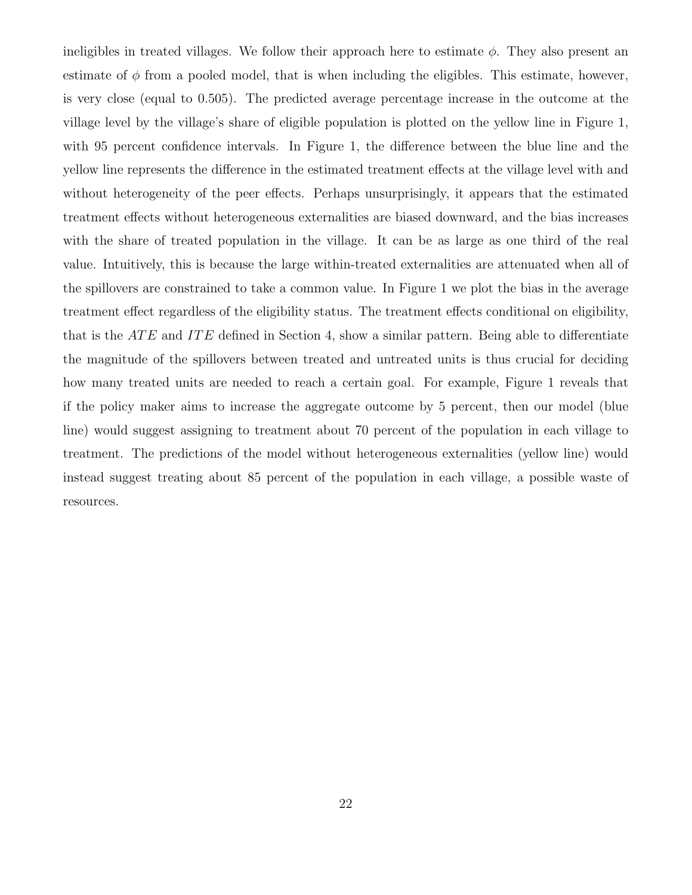ineligibles in treated villages. We follow their approach here to estimate $\phi$. They also present an estimate of $\phi$ from a pooled model, that is when including the eligibles. This estimate, however, is very close (equal to 0.505). The predicted average percentage increase in the outcome at the village level by the village's share of eligible population is plotted on the yellow line in Figure 1, with 95 percent confidence intervals. In Figure 1, the difference between the blue line and the yellow line represents the difference in the estimated treatment effects at the village level with and without heterogeneity of the peer effects. Perhaps unsurprisingly, it appears that the estimated treatment effects without heterogeneous externalities are biased downward, and the bias increases with the share of treated population in the village. It can be as large as one third of the real value. Intuitively, this is because the large within-treated externalities are attenuated when all of the spillovers are constrained to take a common value. In Figure 1 we plot the bias in the average treatment effect regardless of the eligibility status. The treatment effects conditional on eligibility, that is the $ATE$ and $ITE$ defined in Section 4, show a similar pattern. Being able to differentiate the magnitude of the spillovers between treated and untreated units is thus crucial for deciding how many treated units are needed to reach a certain goal. For example, Figure 1 reveals that if the policy maker aims to increase the aggregate outcome by 5 percent, then our model (blue line) would suggest assigning to treatment about 70 percent of the population in each village to treatment. The predictions of the model without heterogeneous externalities (yellow line) would instead suggest treating about 85 percent of the population in each village, a possible waste of resources.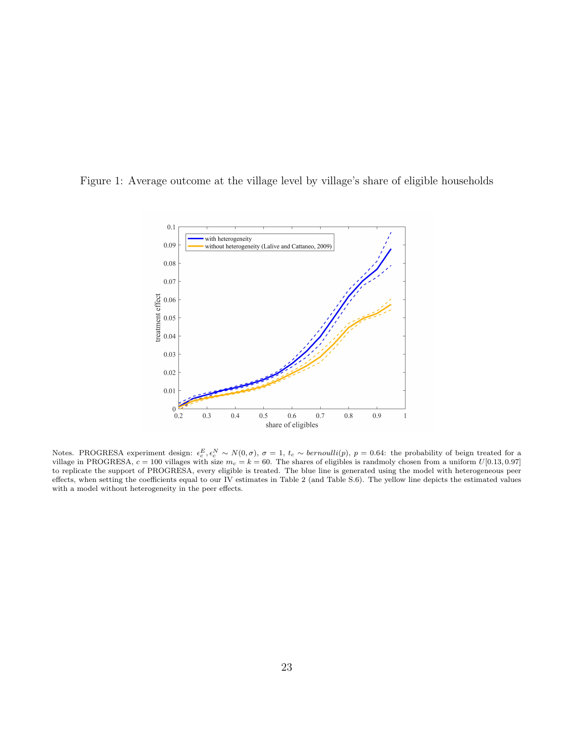Figure 1: Average outcome at the village level by village's share of eligible households

Notes. PROGRESA experiment design: $\epsilon_c^E, \epsilon_c^N \sim N(0, \sigma)$, $\sigma = 1$, $t_c \sim bernoulli(p)$, $p = 0.64$: the probability of beign treated for a village in PROGRESA, $c = 100$ villages with size $m_c = k = 60$. The shares of eligibles is randmoly chosen from a uniform $U[0.13, 0.97]$ to replicate the support of PROGRESA, every eligible is treated. The blue line is generated using the model with heterogeneous peer effects, when setting the coefficients equal to our IV estimates in Table 2 (and Table S.6). The yellow line depicts the estimated values with a model without heterogeneity in the peer effects.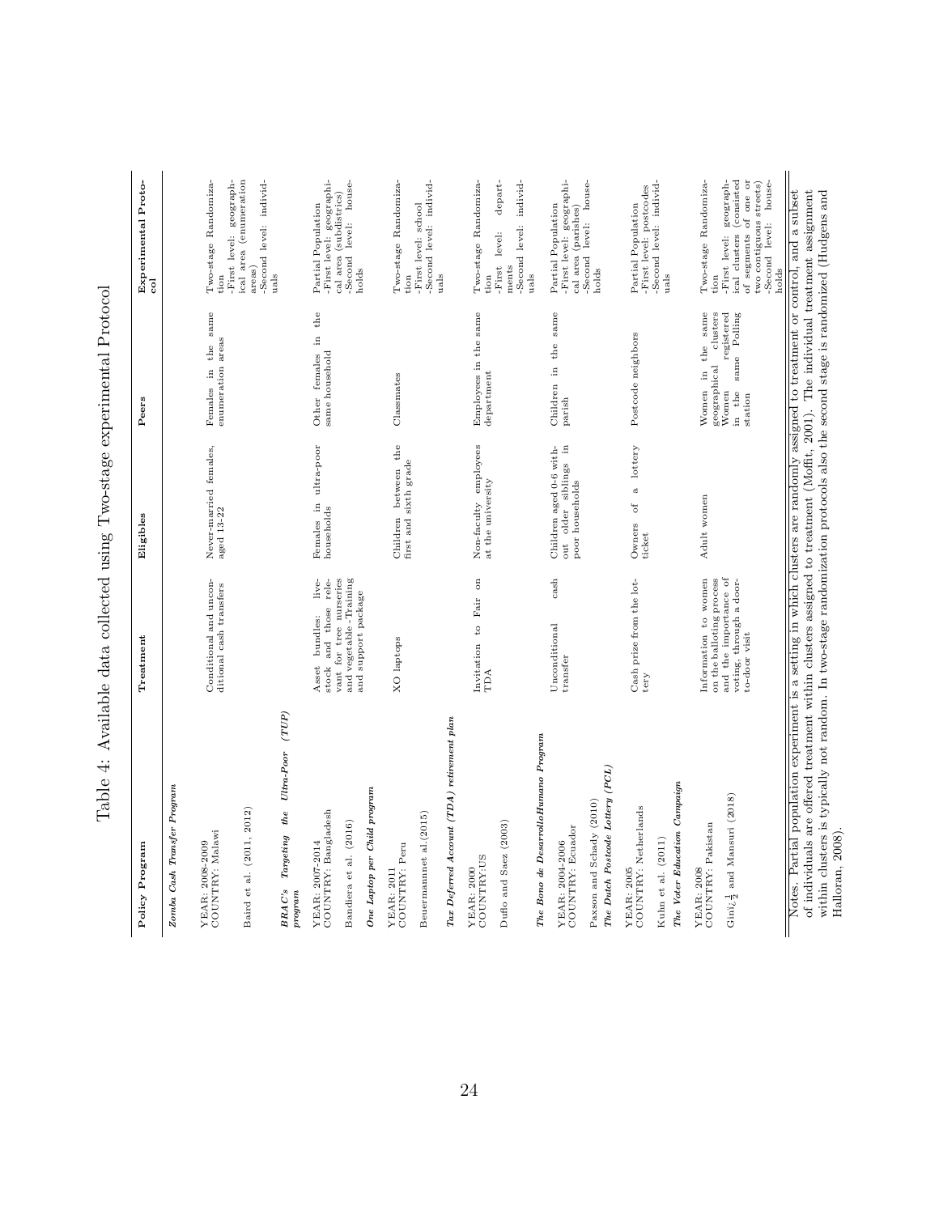# Table 4: Available data collected using Two-stage experimental Protocol

| Policy Program | Treatment | Eligibles | Peers | Experimental Protocol |
|---|---|---|---|---|
| ***Zomba Cash Transfer Program*** | | | | |
| YEAR: 2008-2009<br>COUNTRY: Malawi<br><br>Baird et al. (2011, 2012) | Conditional and unconditional cash transfers | Never-married females, aged 13-22 | Females in the same enumeration areas | Two-stage Randomization<br>-First level: geographical area (enumeration areas)<br>-Second level: individuals |
| ***BRAC's Targeting the Ultra-Poor (TUP) program*** | | | | |
| YEAR: 2007-2014<br>COUNTRY: Bangladesh<br><br>Bandiera et al. (2016) | Asset bundles: livestock and those relevant for tree nurseries and vegetable -Training and support package | Females in ultra-poor households | Other females in the same household | Partial Population<br>-First level: geographical area (subdistrics)<br>-Second level: households |
| ***One Laptop per Child program*** | | | | |
| YEAR: 2011<br>COUNTRY: Peru<br><br>Beuermannnet al.(2015) | XO laptops | Children between the first and sixth grade | Classmates | Two-stage Randomization<br>-First level: school<br>-Second level: individuals |
| ***Tax Deferred Account (TDA) retirement plan*** | | | | |
| YEAR: 2000<br>COUNTRY:US<br><br>Duflo and Saez (2003) | Invitation to Fair on TDA | Non-faculty employees at the university | Employees in the same department | Two-stage Randomization<br>-First level: departments<br>-Second level: individuals |
| ***The Bono de DesarrolloHumano Program*** | | | | |
| YEAR: 2004-2006<br>COUNTRY: Ecuador<br><br>Paxson and Schady (2010) | Unconditional cash transfer | Children aged 0-6 without older siblings in poor households | Children in the same parish | Partial Population<br>-First level: geographical area (parishes)<br>-Second level: households |
| ***The Dutch Postcode Lottery (PCL)*** | | | | |
| YEAR: 2005<br>COUNTRY: Netherlands<br><br>Kuhn et al. (2011) | Cash prize from the lottery | Owners of a lottery ticket | Postcode neighbors | Partial Population<br>-First level: postcodes<br>-Second level: individuals |
| ***The Voter Education Campaign*** | | | | |
| YEAR: 2008<br>COUNTRY: Pakistan<br><br>Giné and Mansuri (2018) | Information to women on the balloting process and the importance of voting, through a door-to-door visit | Adult women | Women in the same geographical clusters<br>Women registered in the same Polling station | Two-stage Randomization<br>-First level: geographical clusters (consisted of segments of one or two contiguous streets)<br>-Second level: households |

Notes. Partial population experiment is a setting in which clusters are randomly assigned to treatment or control, and a subset of individuals are offered treatment within clusters assigned to treatment (Moffit, 2001). The individual treatment assignment within clusters is typically not random. In two-stage randomization protocols also the second stage is randomized (Hudgens and Halloran, 2008).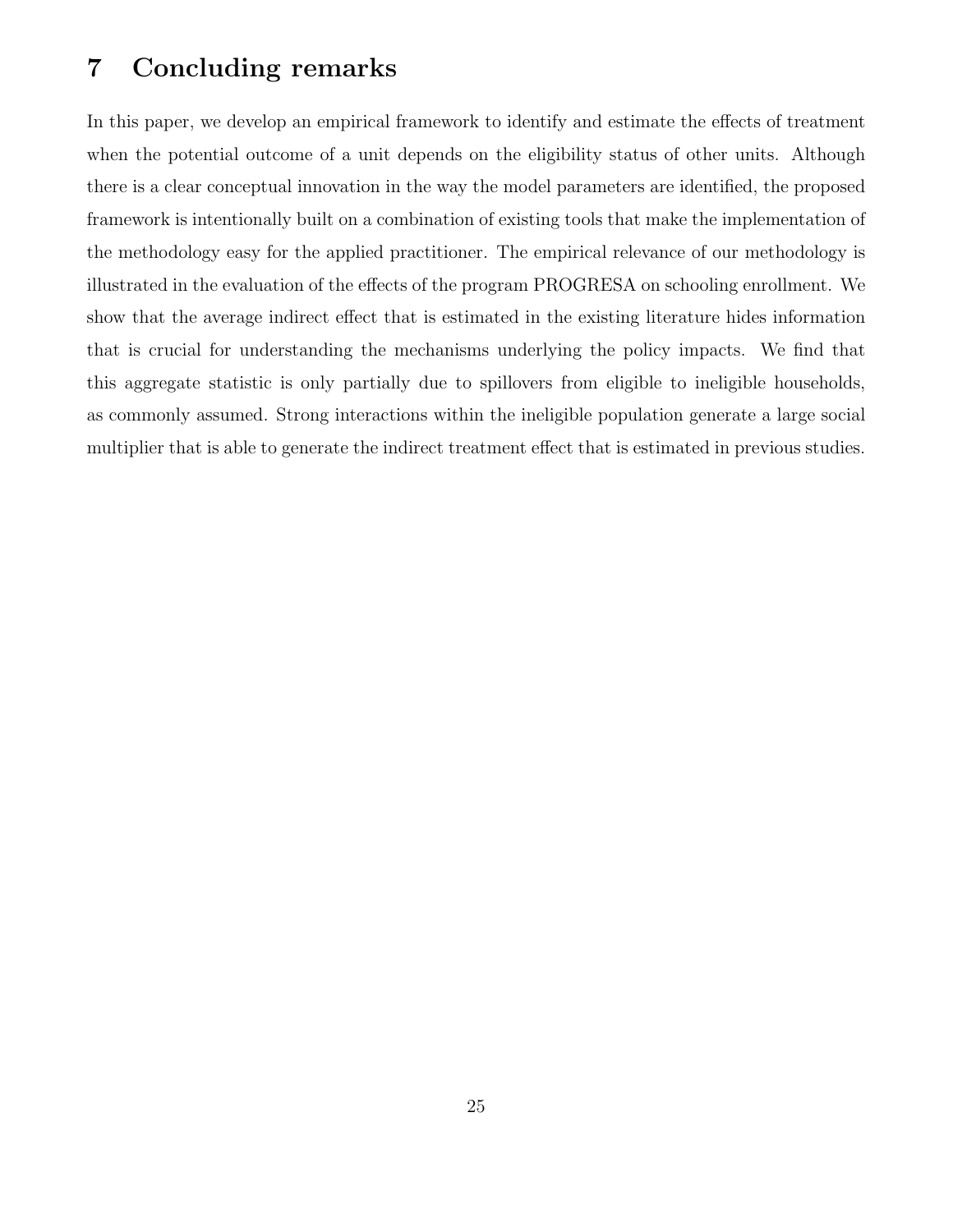# 7 Concluding remarks

In this paper, we develop an empirical framework to identify and estimate the effects of treatment when the potential outcome of a unit depends on the eligibility status of other units. Although there is a clear conceptual innovation in the way the model parameters are identified, the proposed framework is intentionally built on a combination of existing tools that make the implementation of the methodology easy for the applied practitioner. The empirical relevance of our methodology is illustrated in the evaluation of the effects of the program PROGRESA on schooling enrollment. We show that the average indirect effect that is estimated in the existing literature hides information that is crucial for understanding the mechanisms underlying the policy impacts. We find that this aggregate statistic is only partially due to spillovers from eligible to ineligible households, as commonly assumed. Strong interactions within the ineligible population generate a large social multiplier that is able to generate the indirect treatment effect that is estimated in previous studies.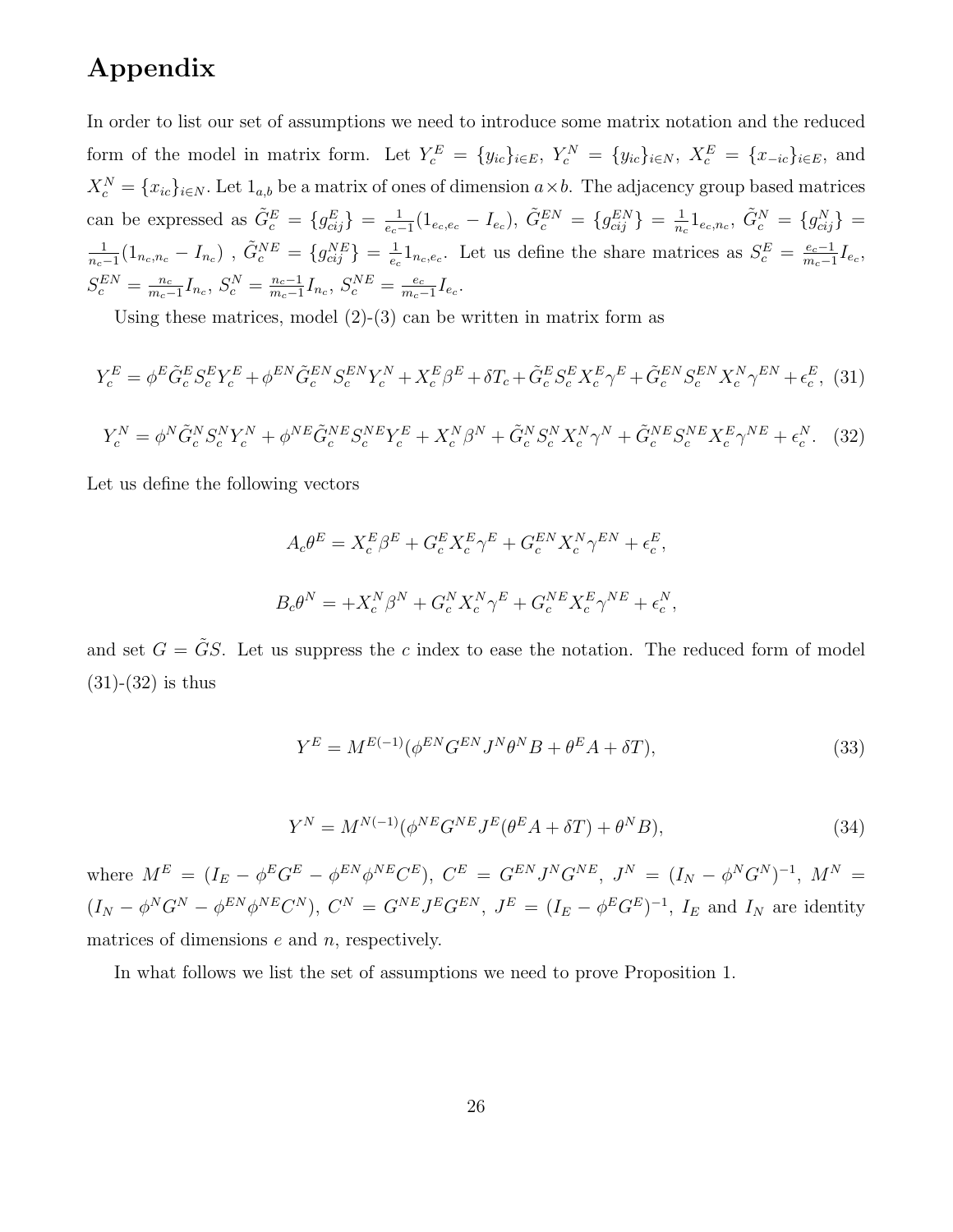# Appendix

In order to list our set of assumptions we need to introduce some matrix notation and the reduced form of the model in matrix form. Let $Y_c^E = \{y_{ic}\}_{i \in E}$, $Y_c^N = \{y_{ic}\}_{i \in N}$, $X_c^E = \{x_{-ic}\}_{i \in E}$, and $X_c^N = \{x_{ic}\}_{i \in N}$. Let $1_{a,b}$ be a matrix of ones of dimension $a \times b$. The adjacency group based matrices can be expressed as $\tilde{G}_c^E = \{g_{cij}^E\} = \frac{1}{e_c - 1}(1_{e_c,e_c} - I_{e_c})$, $\tilde{G}_c^{EN} = \{g_{cij}^{EN}\} = \frac{1}{n_c} 1_{e_c,n_c}$, $\tilde{G}_c^N = \{g_{cij}^N\} = \frac{1}{n_c - 1}(1_{n_c,n_c} - I_{n_c})$ , $\tilde{G}_c^{NE} = \{g_{cij}^{NE}\} = \frac{1}{e_c} 1_{n_c,e_c}$. Let us define the share matrices as $S_c^E = \frac{e_c - 1}{m_c - 1} I_{e_c}$, $S_c^{EN} = \frac{n_c}{m_c - 1} I_{n_c}$, $S_c^N = \frac{n_c - 1}{m_c - 1} I_{n_c}$, $S_c^{NE} = \frac{e_c}{m_c - 1} I_{e_c}$.

Using these matrices, model (2)-(3) can be written in matrix form as

$$Y_c^E = \phi^E \tilde{G}_c^E S_c^E Y_c^E + \phi^{EN} \tilde{G}_c^{EN} S_c^{EN} Y_c^N + X_c^E \beta^E + \delta T_c + \tilde{G}_c^E S_c^E X_c^E \gamma^E + \tilde{G}_c^{EN} S_c^{EN} X_c^N \gamma^{EN} + \epsilon_c^E, \quad (31)$$

$$Y_c^N = \phi^N \tilde{G}_c^N S_c^N Y_c^N + \phi^{NE} \tilde{G}_c^{NE} S_c^{NE} Y_c^E + X_c^N \beta^N + \tilde{G}_c^N S_c^N X_c^N \gamma^N + \tilde{G}_c^{NE} S_c^{NE} X_c^E \gamma^{NE} + \epsilon_c^N. \quad (32)$$

Let us define the following vectors

$$A_c \theta^E = X_c^E \beta^E + G_c^E X_c^E \gamma^E + G_c^{EN} X_c^N \gamma^{EN} + \epsilon_c^E,$$

$$B_c \theta^N = +X_c^N \beta^N + G_c^N X_c^N \gamma^E + G_c^{NE} X_c^E \gamma^{NE} + \epsilon_c^N,$$

and set $G = \tilde{G}S$. Let us suppress the $c$ index to ease the notation. The reduced form of model (31)-(32) is thus

$$Y^E = M^{E(-1)}(\phi^{EN} G^{EN} J^N \theta^N B + \theta^E A + \delta T), \quad (33)$$

$$Y^N = M^{N(-1)}(\phi^{NE} G^{NE} J^E (\theta^E A + \delta T) + \theta^N B), \quad (34)$$

where $M^E = (I_E - \phi^E G^E - \phi^{EN} \phi^{NE} C^E)$, $C^E = G^{EN} J^N G^{NE}$, $J^N = (I_N - \phi^N G^N)^{-1}$, $M^N = (I_N - \phi^N G^N - \phi^{EN} \phi^{NE} C^N)$, $C^N = G^{NE} J^E G^{EN}$, $J^E = (I_E - \phi^E G^E)^{-1}$, $I_E$ and $I_N$ are identity matrices of dimensions $e$ and $n$, respectively.

In what follows we list the set of assumptions we need to prove Proposition 1.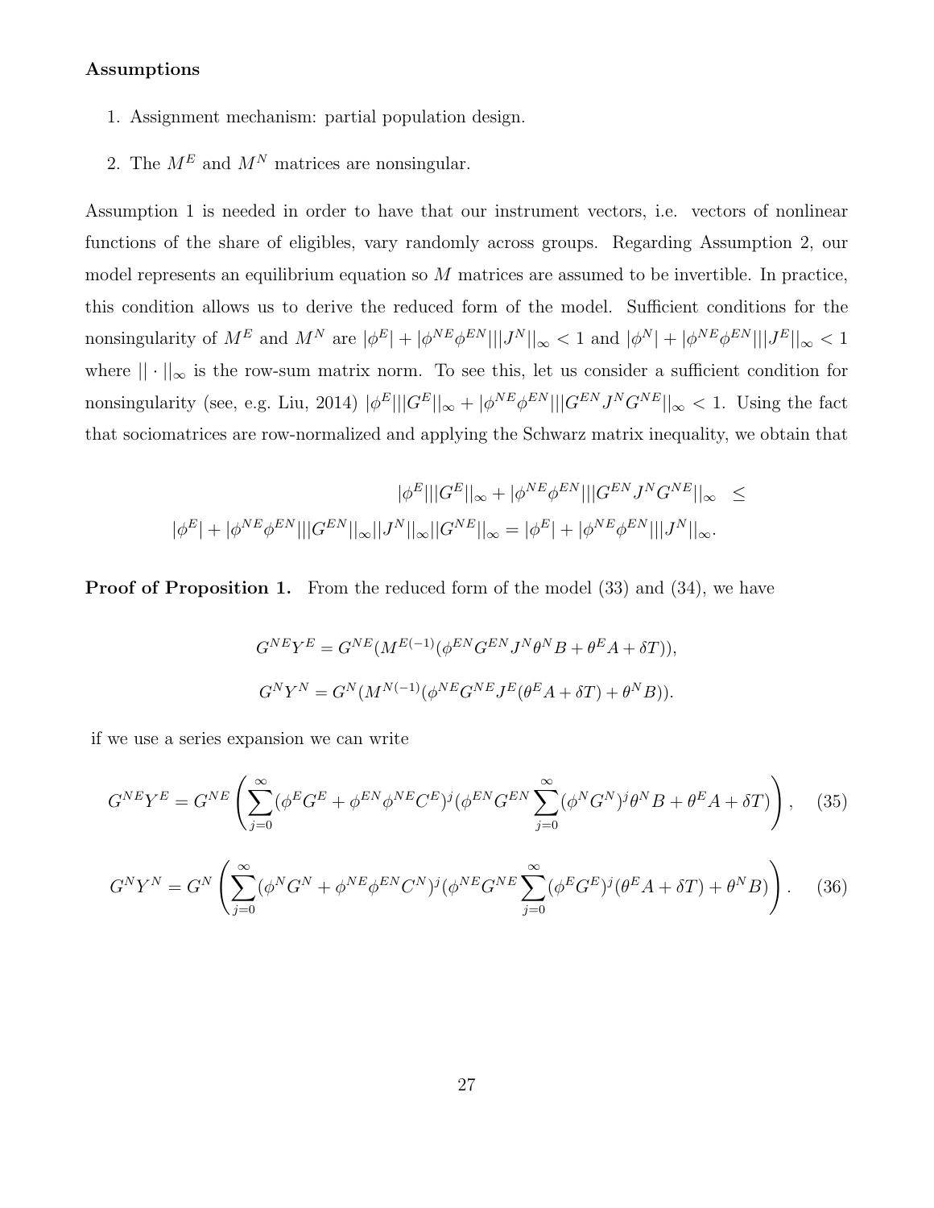**Assumptions**

1. Assignment mechanism: partial population design.
2. The $M^E$ and $M^N$ matrices are nonsingular.

Assumption 1 is needed in order to have that our instrument vectors, i.e. vectors of nonlinear functions of the share of eligibles, vary randomly across groups. Regarding Assumption 2, our model represents an equilibrium equation so $M$ matrices are assumed to be invertible. In practice, this condition allows us to derive the reduced form of the model. Sufficient conditions for the nonsingularity of $M^E$ and $M^N$ are $|\phi^E| + |\phi^{NE}\phi^{EN}|||J^N||_\infty < 1$ and $|\phi^N| + |\phi^{NE}\phi^{EN}|||J^E||_\infty < 1$ where $||\cdot||_\infty$ is the row-sum matrix norm. To see this, let us consider a sufficient condition for nonsingularity (see, e.g. Liu, 2014) $|\phi^E|||G^E||_\infty + |\phi^{NE}\phi^{EN}|||G^{EN}J^N G^{NE}||_\infty < 1$. Using the fact that sociomatrices are row-normalized and applying the Schwarz matrix inequality, we obtain that

$$
\begin{aligned}
|\phi^E|||G^E||_\infty + |\phi^{NE}\phi^{EN}|||G^{EN}J^N G^{NE}||_\infty &\leq \\
|\phi^E| + |\phi^{NE}\phi^{EN}|||G^{EN}||_\infty||J^N||_\infty||G^{NE}||_\infty = |\phi^E| + |\phi^{NE}\phi^{EN}|||J^N||_\infty.
\end{aligned}
$$

**Proof of Proposition 1.** From the reduced form of the model (33) and (34), we have

$$
G^{NE}Y^E = G^{NE}(M^{E(-1)}(\phi^{EN}G^{EN}J^N\theta^N B + \theta^E A + \delta T)),
$$

$$
G^N Y^N = G^N(M^{N(-1)}(\phi^{NE}G^{NE}J^E(\theta^E A + \delta T) + \theta^N B)).
$$

if we use a series expansion we can write

$$
G^{NE}Y^E = G^{NE}\left(\sum_{j=0}^{\infty}(\phi^E G^E + \phi^{EN}\phi^{NE}C^E)^j(\phi^{EN}G^{EN}\sum_{j=0}^{\infty}(\phi^N G^N)^j\theta^N B + \theta^E A + \delta T)\right), \quad (35)
$$

$$
G^N Y^N = G^N\left(\sum_{j=0}^{\infty}(\phi^N G^N + \phi^{NE}\phi^{EN}C^N)^j(\phi^{NE}G^{NE}\sum_{j=0}^{\infty}(\phi^E G^E)^j(\theta^E A + \delta T) + \theta^N B)\right). \quad (36)
$$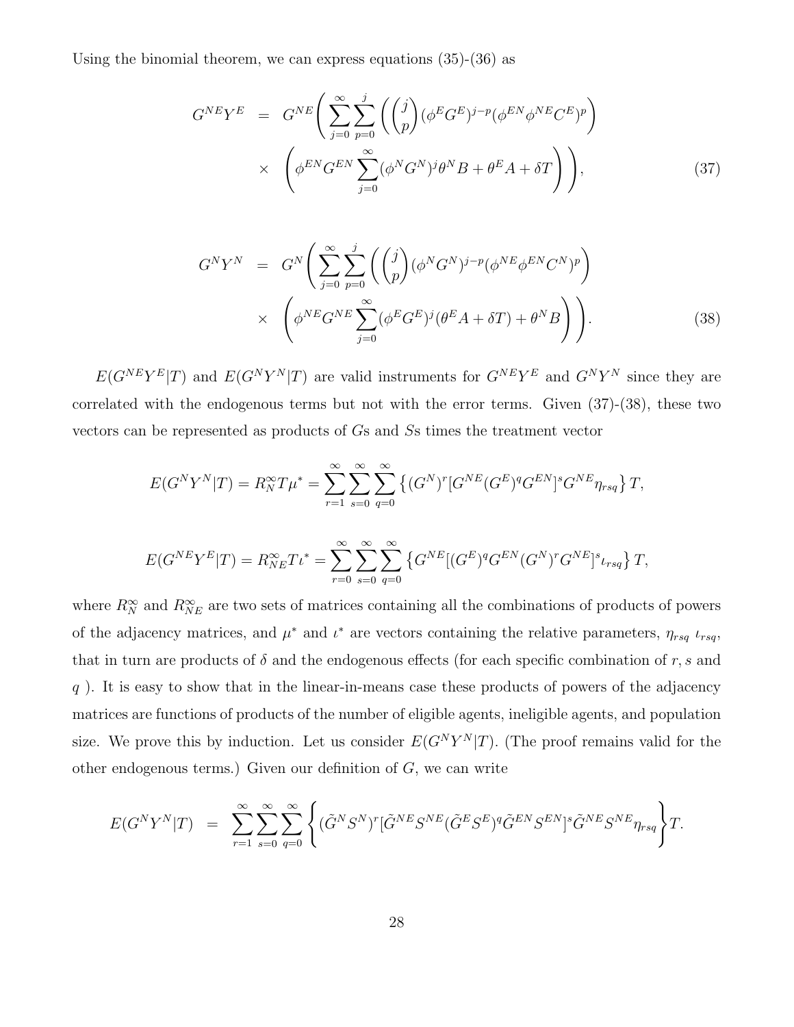Using the binomial theorem, we can express equations (35)-(36) as

$$
\begin{aligned}
G^{NE}Y^{E} &= G^{NE}\Bigg( \sum_{j=0}^{\infty}\sum_{p=0}^{j} \left( \binom{j}{p} (\phi^{E}G^{E})^{j-p}(\phi^{EN}\phi^{NE}C^{E})^{p} \right) \\
&\times \left( \phi^{EN}G^{EN}\sum_{j=0}^{\infty}(\phi^{N}G^{N})^{j}\theta^{N}B + \theta^{E}A + \delta T \right) \Bigg), \qquad (37)
\end{aligned}
$$

$$
\begin{aligned}
G^{N}Y^{N} &= G^{N}\Bigg( \sum_{j=0}^{\infty}\sum_{p=0}^{j} \left( \binom{j}{p} (\phi^{N}G^{N})^{j-p}(\phi^{NE}\phi^{EN}C^{N})^{p} \right) \\
&\times \left( \phi^{NE}G^{NE}\sum_{j=0}^{\infty}(\phi^{E}G^{E})^{j}(\theta^{E}A + \delta T) + \theta^{N}B \right) \Bigg). \qquad (38)
\end{aligned}
$$

$E(G^{NE}Y^{E}|T)$ and $E(G^{N}Y^{N}|T)$ are valid instruments for $G^{NE}Y^{E}$ and $G^{N}Y^{N}$ since they are correlated with the endogenous terms but not with the error terms. Given (37)-(38), these two vectors can be represented as products of $G$s and $S$s times the treatment vector

$$
E(G^{N}Y^{N}|T) = R_{N}^{\infty}T\mu^{*} = \sum_{r=1}^{\infty}\sum_{s=0}^{\infty}\sum_{q=0}^{\infty}\left\{(G^{N})^{r}[G^{NE}(G^{E})^{q}G^{EN}]^{s}G^{NE}\eta_{rsq}\right\}T,
$$

$$
E(G^{NE}Y^{E}|T) = R_{NE}^{\infty}T\iota^{*} = \sum_{r=0}^{\infty}\sum_{s=0}^{\infty}\sum_{q=0}^{\infty}\left\{G^{NE}[(G^{E})^{q}G^{EN}(G^{N})^{r}G^{NE}]^{s}\iota_{rsq}\right\}T,
$$

where $R_{N}^{\infty}$ and $R_{NE}^{\infty}$ are two sets of matrices containing all the combinations of products of powers of the adjacency matrices, and $\mu^{*}$ and $\iota^{*}$ are vectors containing the relative parameters, $\eta_{rsq}$ $\iota_{rsq}$, that in turn are products of $\delta$ and the endogenous effects (for each specific combination of $r, s$ and $q$ ). It is easy to show that in the linear-in-means case these products of powers of the adjacency matrices are functions of products of the number of eligible agents, ineligible agents, and population size. We prove this by induction. Let us consider $E(G^{N}Y^{N}|T)$. (The proof remains valid for the other endogenous terms.) Given our definition of $G$, we can write

$$
E(G^{N}Y^{N}|T) = \sum_{r=1}^{\infty}\sum_{s=0}^{\infty}\sum_{q=0}^{\infty}\left\{(\tilde{G}^{N}S^{N})^{r}[\tilde{G}^{NE}S^{NE}(\tilde{G}^{E}S^{E})^{q}\tilde{G}^{EN}S^{EN}]^{s}\tilde{G}^{NE}S^{NE}\eta_{rsq}\right\}T.
$$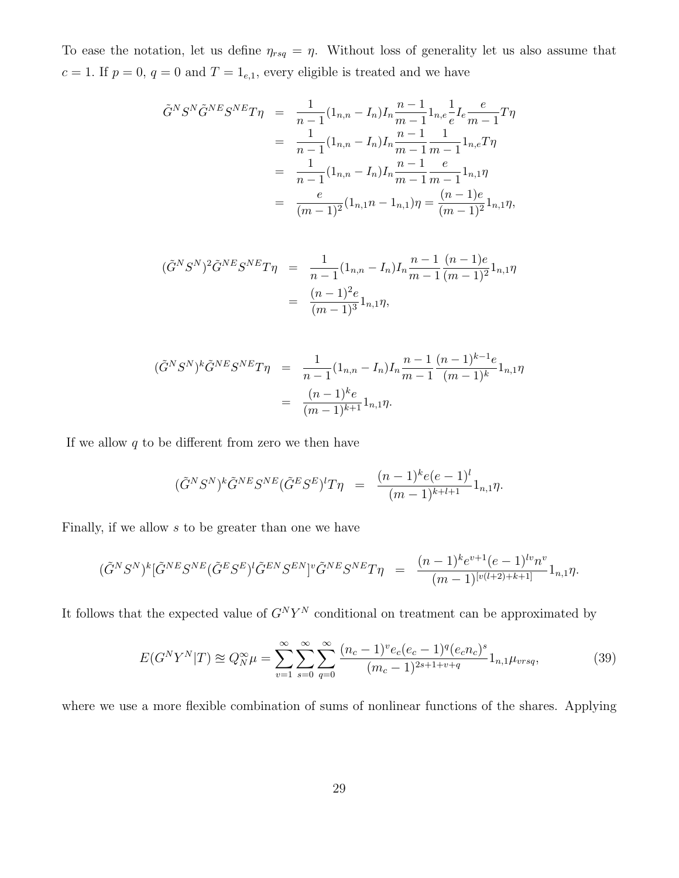To ease the notation, let us define $\eta_{rsq} = \eta$. Without loss of generality let us also assume that $c = 1$. If $p = 0$, $q = 0$ and $T = 1_{e,1}$, every eligible is treated and we have

$$
\begin{aligned}
\tilde{G}^N S^N \tilde{G}^{NE} S^{NE} T\eta &= \frac{1}{n-1}(1_{n,n} - I_n) I_n \frac{n-1}{m-1} 1_{n,e} \frac{1}{e} I_e \frac{e}{m-1} T\eta \\
&= \frac{1}{n-1}(1_{n,n} - I_n) I_n \frac{n-1}{m-1} \frac{1}{m-1} 1_{n,e} T\eta \\
&= \frac{1}{n-1}(1_{n,n} - I_n) I_n \frac{n-1}{m-1} \frac{e}{m-1} 1_{n,1}\eta \\
&= \frac{e}{(m-1)^2}(1_{n,1} n - 1_{n,1})\eta = \frac{(n-1)e}{(m-1)^2} 1_{n,1}\eta,
\end{aligned}
$$

$$
\begin{aligned}
(\tilde{G}^N S^N)^2 \tilde{G}^{NE} S^{NE} T\eta &= \frac{1}{n-1}(1_{n,n} - I_n) I_n \frac{n-1}{m-1} \frac{(n-1)e}{(m-1)^2} 1_{n,1}\eta \\
&= \frac{(n-1)^2 e}{(m-1)^3} 1_{n,1}\eta,
\end{aligned}
$$

$$
\begin{aligned}
(\tilde{G}^N S^N)^k \tilde{G}^{NE} S^{NE} T\eta &= \frac{1}{n-1}(1_{n,n} - I_n) I_n \frac{n-1}{m-1} \frac{(n-1)^{k-1} e}{(m-1)^k} 1_{n,1}\eta \\
&= \frac{(n-1)^k e}{(m-1)^{k+1}} 1_{n,1}\eta.
\end{aligned}
$$

If we allow $q$ to be different from zero we then have

$$
(\tilde{G}^N S^N)^k \tilde{G}^{NE} S^{NE} (\tilde{G}^E S^E)^l T\eta = \frac{(n-1)^k e (e-1)^l}{(m-1)^{k+l+1}} 1_{n,1}\eta.
$$

Finally, if we allow $s$ to be greater than one we have

$$
(\tilde{G}^N S^N)^k [\tilde{G}^{NE} S^{NE} (\tilde{G}^E S^E)^l \tilde{G}^{EN} S^{EN}]^v \tilde{G}^{NE} S^{NE} T\eta = \frac{(n-1)^k e^{v+1} (e-1)^{lv} n^v}{(m-1)^{[v(l+2)+k+1]}} 1_{n,1}\eta.
$$

It follows that the expected value of $G^N Y^N$ conditional on treatment can be approximated by

$$
E(G^N Y^N | T) \cong Q_N^\infty \mu = \sum_{v=1}^{\infty} \sum_{s=0}^{\infty} \sum_{q=0}^{\infty} \frac{(n_c - 1)^v e_c (e_c - 1)^q (e_c n_c)^s}{(m_c - 1)^{2s+1+v+q}} 1_{n,1} \mu_{vrsq}, \tag{39}
$$

where we use a more flexible combination of sums of nonlinear functions of the shares. Applying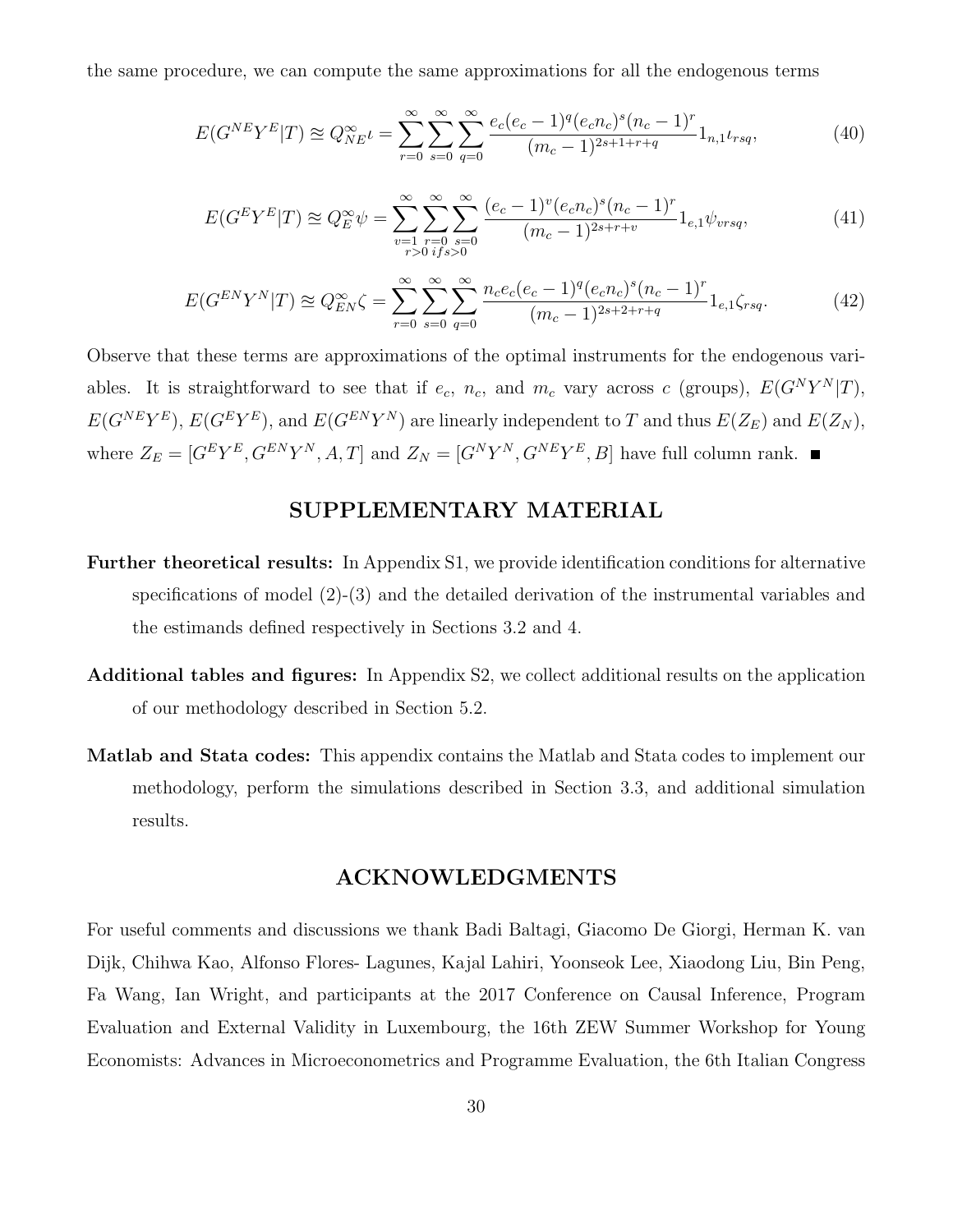the same procedure, we can compute the same approximations for all the endogenous terms

$$E(G^{NE}Y^E|T) \approxeq Q^{\infty}_{NE}\iota = \sum_{r=0}^{\infty}\sum_{s=0}^{\infty}\sum_{q=0}^{\infty}\frac{e_c(e_c-1)^q(e_cn_c)^s(n_c-1)^r}{(m_c-1)^{2s+1+r+q}}1_{n,1}\iota_{rsq}, \tag{40}$$

$$E(G^{E}Y^E|T) \approxeq Q^{\infty}_{E}\psi = \sum_{\substack{v=1 \\ r>0}}^{\infty}\sum_{\substack{r=0 \\ if s>0}}^{\infty}\sum_{s=0}^{\infty}\frac{(e_c-1)^v(e_cn_c)^s(n_c-1)^r}{(m_c-1)^{2s+r+v}}1_{e,1}\psi_{vrsq}, \tag{41}$$

$$E(G^{EN}Y^N|T) \approxeq Q^{\infty}_{EN}\zeta = \sum_{r=0}^{\infty}\sum_{s=0}^{\infty}\sum_{q=0}^{\infty}\frac{n_ce_c(e_c-1)^q(e_cn_c)^s(n_c-1)^r}{(m_c-1)^{2s+2+r+q}}1_{e,1}\zeta_{rsq}. \tag{42}$$

Observe that these terms are approximations of the optimal instruments for the endogenous variables. It is straightforward to see that if $e_c$, $n_c$, and $m_c$ vary across $c$ (groups), $E(G^NY^N|T)$, $E(G^{NE}Y^E)$, $E(G^EY^E)$, and $E(G^{EN}Y^N)$ are linearly independent to $T$ and thus $E(Z_E)$ and $E(Z_N)$, where $Z_E = [G^EY^E, G^{EN}Y^N, A, T]$ and $Z_N = [G^NY^N, G^{NE}Y^E, B]$ have full column rank. ■

## SUPPLEMENTARY MATERIAL

**Further theoretical results:** In Appendix S1, we provide identification conditions for alternative specifications of model (2)-(3) and the detailed derivation of the instrumental variables and the estimands defined respectively in Sections 3.2 and 4.

**Additional tables and figures:** In Appendix S2, we collect additional results on the application of our methodology described in Section 5.2.

**Matlab and Stata codes:** This appendix contains the Matlab and Stata codes to implement our methodology, perform the simulations described in Section 3.3, and additional simulation results.

## ACKNOWLEDGMENTS

For useful comments and discussions we thank Badi Baltagi, Giacomo De Giorgi, Herman K. van Dijk, Chihwa Kao, Alfonso Flores- Lagunes, Kajal Lahiri, Yoonseok Lee, Xiaodong Liu, Bin Peng, Fa Wang, Ian Wright, and participants at the 2017 Conference on Causal Inference, Program Evaluation and External Validity in Luxembourg, the 16th ZEW Summer Workshop for Young Economists: Advances in Microeconometrics and Programme Evaluation, the 6th Italian Congress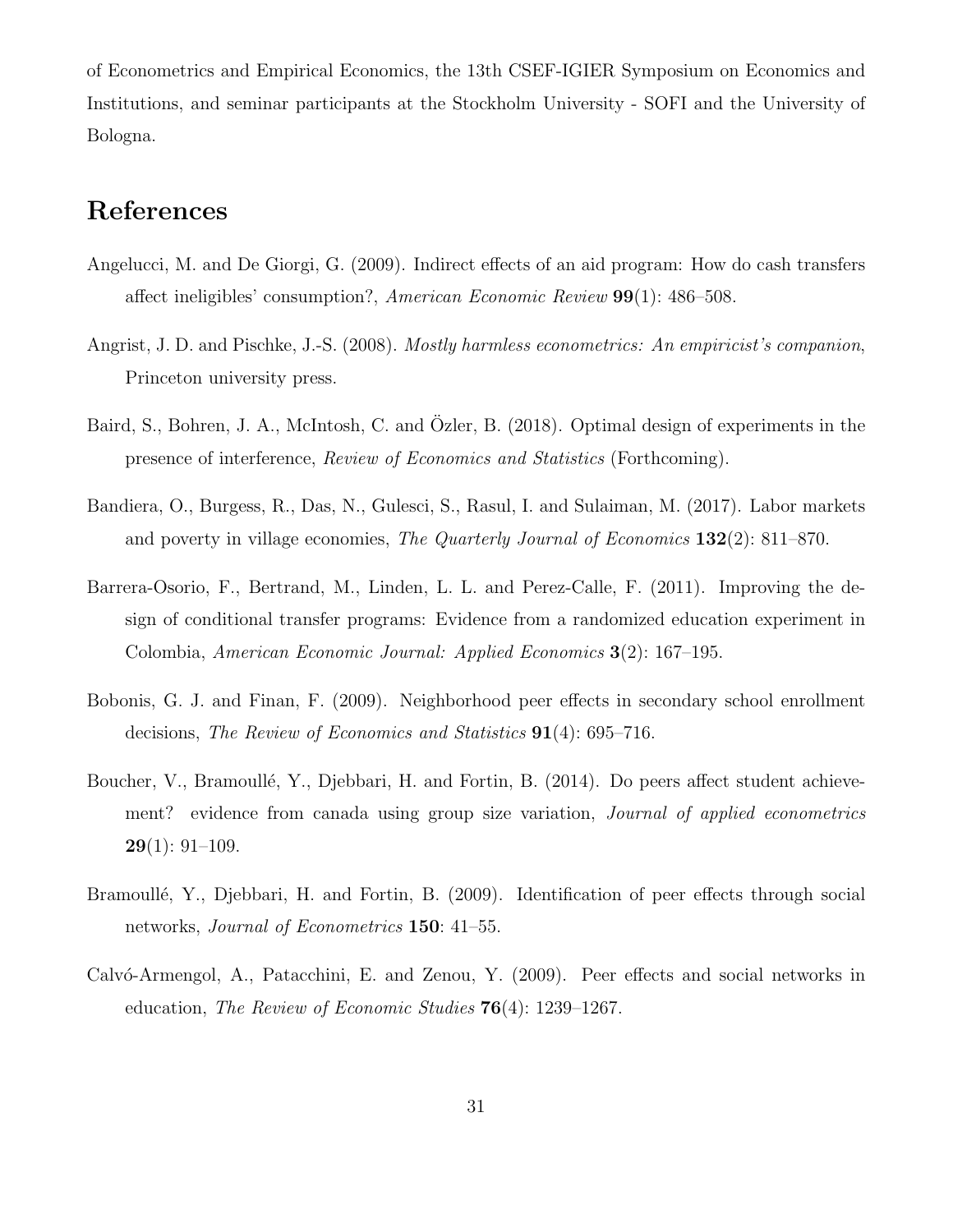of Econometrics and Empirical Economics, the 13th CSEF-IGIER Symposium on Economics and Institutions, and seminar participants at the Stockholm University - SOFI and the University of Bologna.

# References

Angelucci, M. and De Giorgi, G. (2009). Indirect effects of an aid program: How do cash transfers affect ineligibles' consumption?, *American Economic Review* **99**(1): 486–508.

Angrist, J. D. and Pischke, J.-S. (2008). *Mostly harmless econometrics: An empiricist's companion*, Princeton university press.

Baird, S., Bohren, J. A., McIntosh, C. and Özler, B. (2018). Optimal design of experiments in the presence of interference, *Review of Economics and Statistics* (Forthcoming).

Bandiera, O., Burgess, R., Das, N., Gulesci, S., Rasul, I. and Sulaiman, M. (2017). Labor markets and poverty in village economies, *The Quarterly Journal of Economics* **132**(2): 811–870.

Barrera-Osorio, F., Bertrand, M., Linden, L. L. and Perez-Calle, F. (2011). Improving the design of conditional transfer programs: Evidence from a randomized education experiment in Colombia, *American Economic Journal: Applied Economics* **3**(2): 167–195.

Bobonis, G. J. and Finan, F. (2009). Neighborhood peer effects in secondary school enrollment decisions, *The Review of Economics and Statistics* **91**(4): 695–716.

Boucher, V., Bramoullé, Y., Djebbari, H. and Fortin, B. (2014). Do peers affect student achievement? evidence from canada using group size variation, *Journal of applied econometrics* **29**(1): 91–109.

Bramoullé, Y., Djebbari, H. and Fortin, B. (2009). Identification of peer effects through social networks, *Journal of Econometrics* **150**: 41–55.

Calvó-Armengol, A., Patacchini, E. and Zenou, Y. (2009). Peer effects and social networks in education, *The Review of Economic Studies* **76**(4): 1239–1267.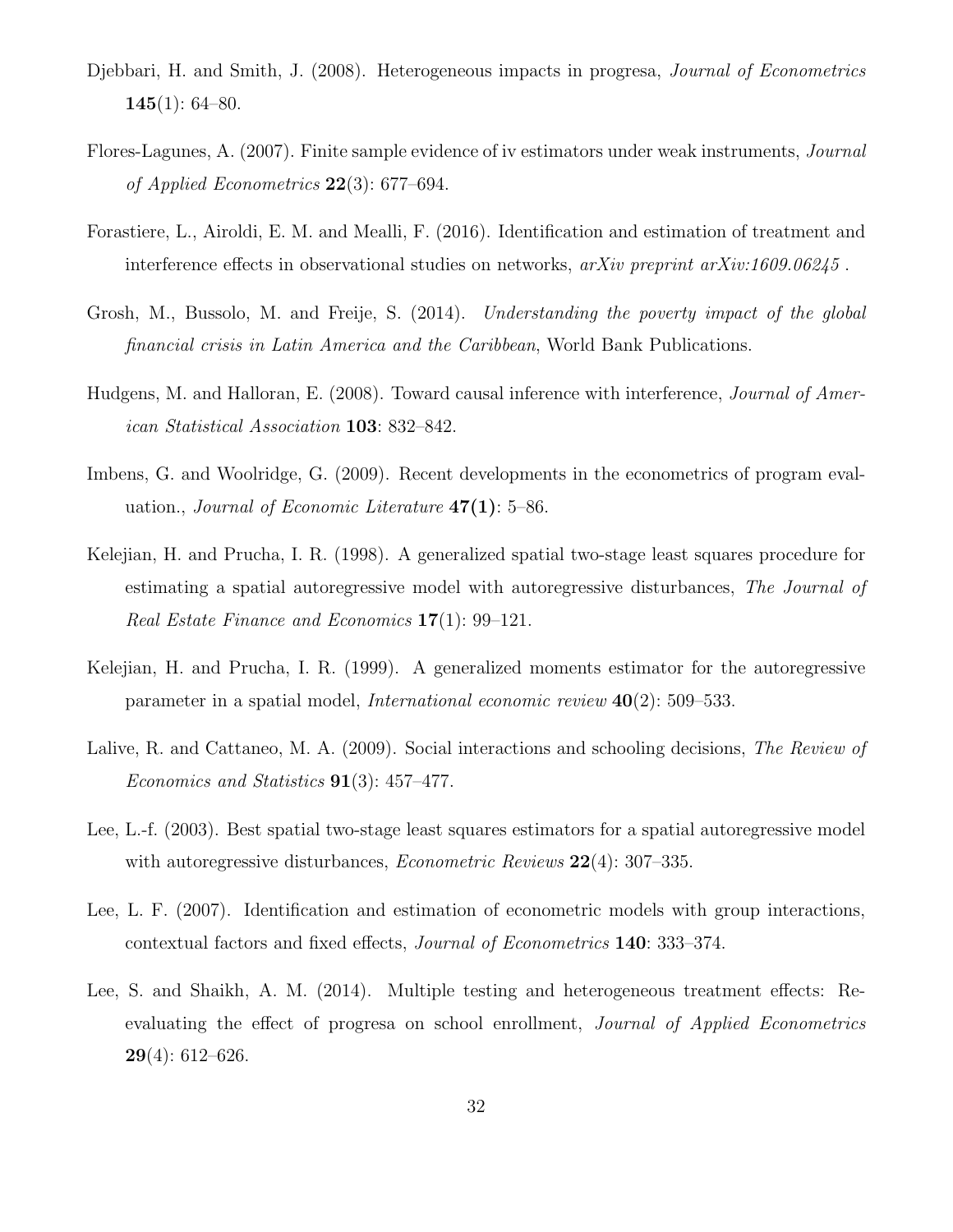Djebbari, H. and Smith, J. (2008). Heterogeneous impacts in progresa, *Journal of Econometrics* **145**(1): 64–80.

Flores-Lagunes, A. (2007). Finite sample evidence of iv estimators under weak instruments, *Journal of Applied Econometrics* **22**(3): 677–694.

Forastiere, L., Airoldi, E. M. and Mealli, F. (2016). Identification and estimation of treatment and interference effects in observational studies on networks, *arXiv preprint arXiv:1609.06245* .

Grosh, M., Bussolo, M. and Freije, S. (2014). *Understanding the poverty impact of the global financial crisis in Latin America and the Caribbean*, World Bank Publications.

Hudgens, M. and Halloran, E. (2008). Toward causal inference with interference, *Journal of American Statistical Association* **103**: 832–842.

Imbens, G. and Woolridge, G. (2009). Recent developments in the econometrics of program evaluation., *Journal of Economic Literature* **47(1)**: 5–86.

Kelejian, H. and Prucha, I. R. (1998). A generalized spatial two-stage least squares procedure for estimating a spatial autoregressive model with autoregressive disturbances, *The Journal of Real Estate Finance and Economics* **17**(1): 99–121.

Kelejian, H. and Prucha, I. R. (1999). A generalized moments estimator for the autoregressive parameter in a spatial model, *International economic review* **40**(2): 509–533.

Lalive, R. and Cattaneo, M. A. (2009). Social interactions and schooling decisions, *The Review of Economics and Statistics* **91**(3): 457–477.

Lee, L.-f. (2003). Best spatial two-stage least squares estimators for a spatial autoregressive model with autoregressive disturbances, *Econometric Reviews* **22**(4): 307–335.

Lee, L. F. (2007). Identification and estimation of econometric models with group interactions, contextual factors and fixed effects, *Journal of Econometrics* **140**: 333–374.

Lee, S. and Shaikh, A. M. (2014). Multiple testing and heterogeneous treatment effects: Reevaluating the effect of progresa on school enrollment, *Journal of Applied Econometrics* **29**(4): 612–626.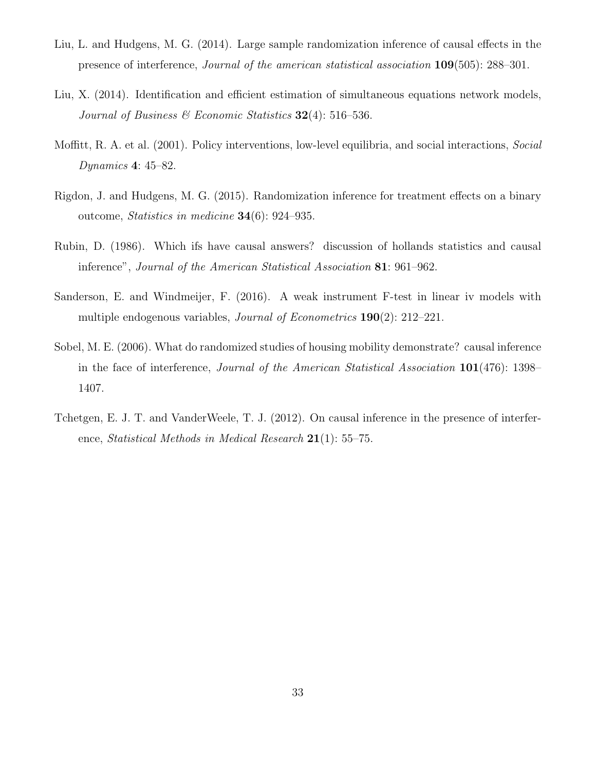Liu, L. and Hudgens, M. G. (2014). Large sample randomization inference of causal effects in the presence of interference, *Journal of the american statistical association* **109**(505): 288–301.

Liu, X. (2014). Identification and efficient estimation of simultaneous equations network models, *Journal of Business & Economic Statistics* **32**(4): 516–536.

Moffitt, R. A. et al. (2001). Policy interventions, low-level equilibria, and social interactions, *Social Dynamics* **4**: 45–82.

Rigdon, J. and Hudgens, M. G. (2015). Randomization inference for treatment effects on a binary outcome, *Statistics in medicine* **34**(6): 924–935.

Rubin, D. (1986). Which ifs have causal answers? discussion of hollands statistics and causal inference", *Journal of the American Statistical Association* **81**: 961–962.

Sanderson, E. and Windmeijer, F. (2016). A weak instrument F-test in linear iv models with multiple endogenous variables, *Journal of Econometrics* **190**(2): 212–221.

Sobel, M. E. (2006). What do randomized studies of housing mobility demonstrate? causal inference in the face of interference, *Journal of the American Statistical Association* **101**(476): 1398–1407.

Tchetgen, E. J. T. and VanderWeele, T. J. (2012). On causal inference in the presence of interference, *Statistical Methods in Medical Research* **21**(1): 55–75.